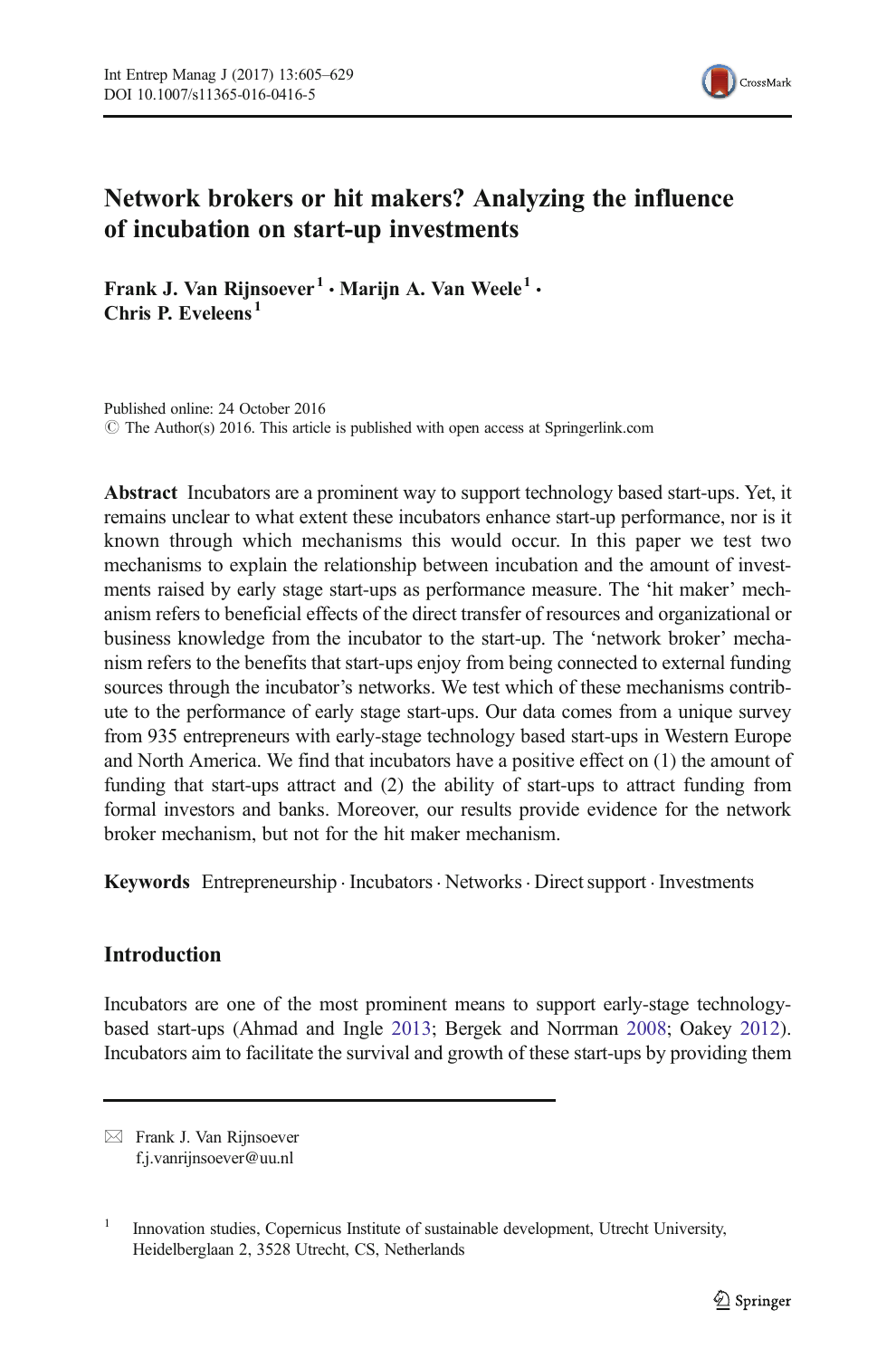# Network brokers or hit makers? Analyzing the influence of incubation on start-up investments

**Frank J. Van Rijnsoever[1] · Marijn A. Van Weele[1] · Chris P. Eveleens[1]**

Published online: 24 October 2016
© The Author(s) 2016. This article is published with open access at Springerlink.com

**Abstract** Incubators are a prominent way to support technology based start-ups. Yet, it remains unclear to what extent these incubators enhance start-up performance, nor is it known through which mechanisms this would occur. In this paper we test two mechanisms to explain the relationship between incubation and the amount of investments raised by early stage start-ups as performance measure. The 'hit maker' mechanism refers to beneficial effects of the direct transfer of resources and organizational or business knowledge from the incubator to the start-up. The 'network broker' mechanism refers to the benefits that start-ups enjoy from being connected to external funding sources through the incubator's networks. We test which of these mechanisms contribute to the performance of early stage start-ups. Our data comes from a unique survey from 935 entrepreneurs with early-stage technology based start-ups in Western Europe and North America. We find that incubators have a positive effect on (1) the amount of funding that start-ups attract and (2) the ability of start-ups to attract funding from formal investors and banks. Moreover, our results provide evidence for the network broker mechanism, but not for the hit maker mechanism.

**Keywords** Entrepreneurship · Incubators · Networks · Direct support · Investments

## Introduction

Incubators are one of the most prominent means to support early-stage technology-based start-ups (Ahmad and Ingle 2013; Bergek and Norrman 2008; Oakey 2012). Incubators aim to facilitate the survival and growth of these start-ups by providing them

---

✉ Frank J. Van Rijnsoever
f.j.vanrijnsoever@uu.nl

[1] Innovation studies, Copernicus Institute of sustainable development, Utrecht University, Heidelberglaan 2, 3528 Utrecht, CS, Netherlands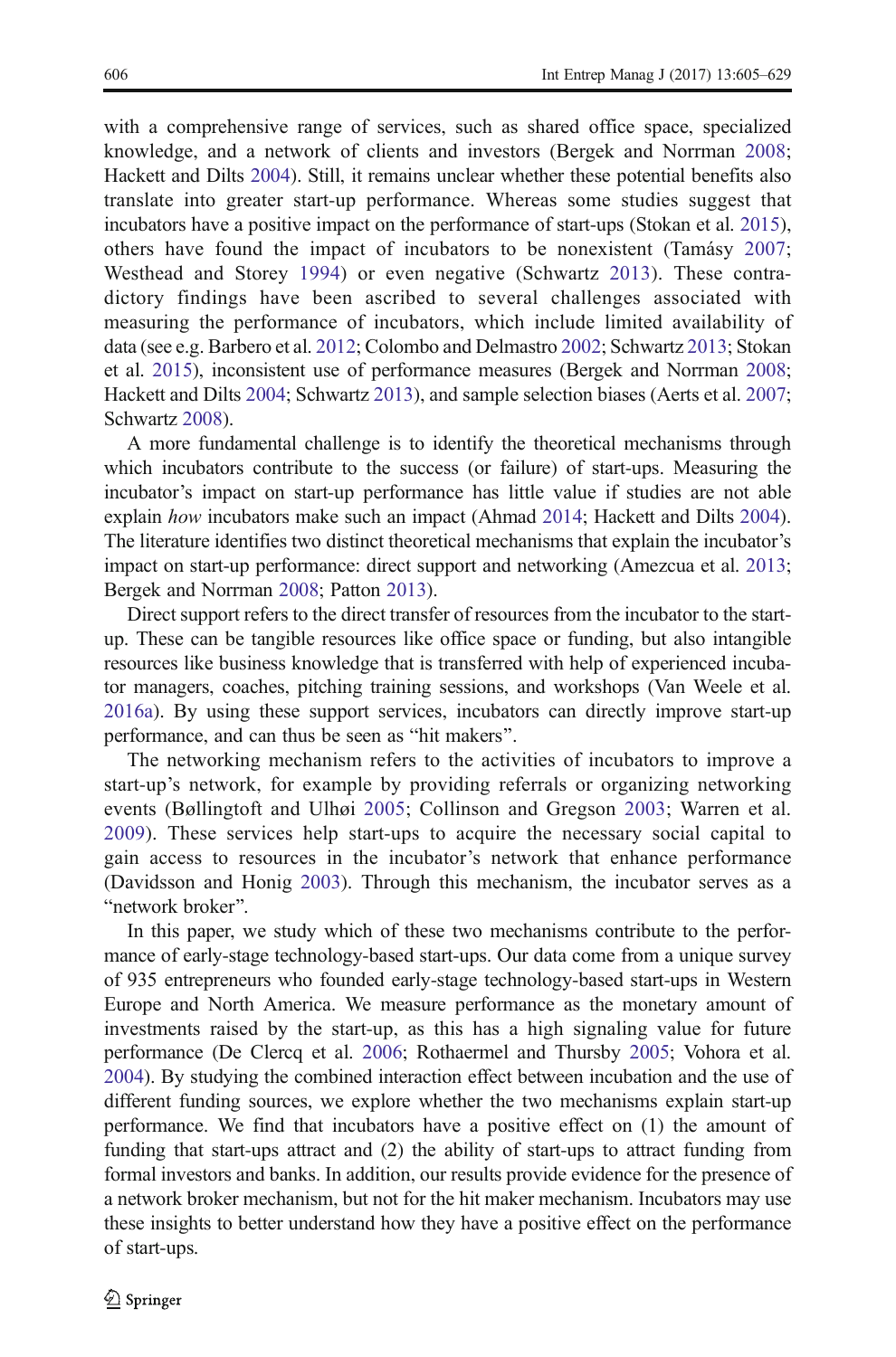with a comprehensive range of services, such as shared office space, specialized knowledge, and a network of clients and investors (Bergek and Norrman 2008; Hackett and Dilts 2004). Still, it remains unclear whether these potential benefits also translate into greater start-up performance. Whereas some studies suggest that incubators have a positive impact on the performance of start-ups (Stokan et al. 2015), others have found the impact of incubators to be nonexistent (Tamásy 2007; Westhead and Storey 1994) or even negative (Schwartz 2013). These contradictory findings have been ascribed to several challenges associated with measuring the performance of incubators, which include limited availability of data (see e.g. Barbero et al. 2012; Colombo and Delmastro 2002; Schwartz 2013; Stokan et al. 2015), inconsistent use of performance measures (Bergek and Norrman 2008; Hackett and Dilts 2004; Schwartz 2013), and sample selection biases (Aerts et al. 2007; Schwartz 2008).

A more fundamental challenge is to identify the theoretical mechanisms through which incubators contribute to the success (or failure) of start-ups. Measuring the incubator's impact on start-up performance has little value if studies are not able explain *how* incubators make such an impact (Ahmad 2014; Hackett and Dilts 2004). The literature identifies two distinct theoretical mechanisms that explain the incubator's impact on start-up performance: direct support and networking (Amezcua et al. 2013; Bergek and Norrman 2008; Patton 2013).

Direct support refers to the direct transfer of resources from the incubator to the start-up. These can be tangible resources like office space or funding, but also intangible resources like business knowledge that is transferred with help of experienced incubator managers, coaches, pitching training sessions, and workshops (Van Weele et al. 2016a). By using these support services, incubators can directly improve start-up performance, and can thus be seen as "hit makers".

The networking mechanism refers to the activities of incubators to improve a start-up's network, for example by providing referrals or organizing networking events (Bøllingtoft and Ulhøi 2005; Collinson and Gregson 2003; Warren et al. 2009). These services help start-ups to acquire the necessary social capital to gain access to resources in the incubator's network that enhance performance (Davidsson and Honig 2003). Through this mechanism, the incubator serves as a "network broker".

In this paper, we study which of these two mechanisms contribute to the performance of early-stage technology-based start-ups. Our data come from a unique survey of 935 entrepreneurs who founded early-stage technology-based start-ups in Western Europe and North America. We measure performance as the monetary amount of investments raised by the start-up, as this has a high signaling value for future performance (De Clercq et al. 2006; Rothaermel and Thursby 2005; Vohora et al. 2004). By studying the combined interaction effect between incubation and the use of different funding sources, we explore whether the two mechanisms explain start-up performance. We find that incubators have a positive effect on (1) the amount of funding that start-ups attract and (2) the ability of start-ups to attract funding from formal investors and banks. In addition, our results provide evidence for the presence of a network broker mechanism, but not for the hit maker mechanism. Incubators may use these insights to better understand how they have a positive effect on the performance of start-ups.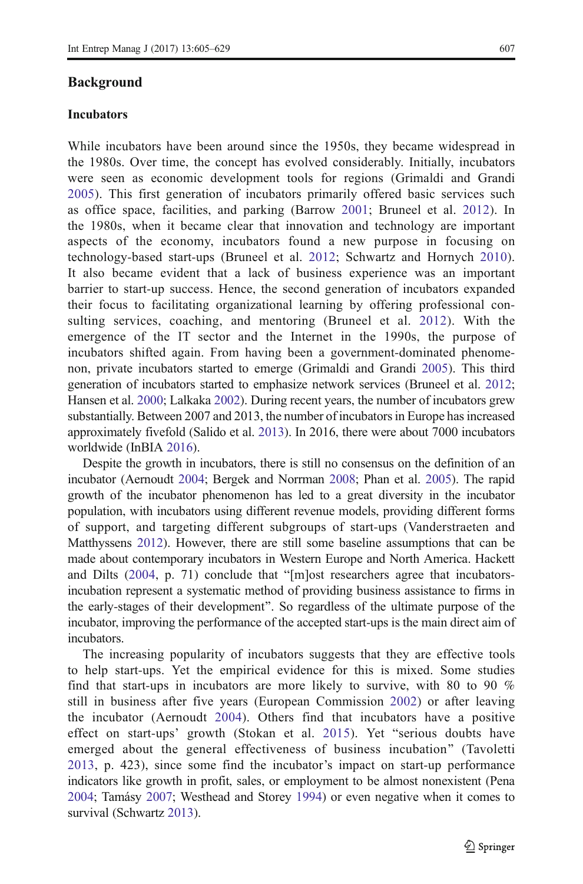## Background

### Incubators

While incubators have been around since the 1950s, they became widespread in the 1980s. Over time, the concept has evolved considerably. Initially, incubators were seen as economic development tools for regions (Grimaldi and Grandi 2005). This first generation of incubators primarily offered basic services such as office space, facilities, and parking (Barrow 2001; Bruneel et al. 2012). In the 1980s, when it became clear that innovation and technology are important aspects of the economy, incubators found a new purpose in focusing on technology-based start-ups (Bruneel et al. 2012; Schwartz and Hornych 2010). It also became evident that a lack of business experience was an important barrier to start-up success. Hence, the second generation of incubators expanded their focus to facilitating organizational learning by offering professional consulting services, coaching, and mentoring (Bruneel et al. 2012). With the emergence of the IT sector and the Internet in the 1990s, the purpose of incubators shifted again. From having been a government-dominated phenomenon, private incubators started to emerge (Grimaldi and Grandi 2005). This third generation of incubators started to emphasize network services (Bruneel et al. 2012; Hansen et al. 2000; Lalkaka 2002). During recent years, the number of incubators grew substantially. Between 2007 and 2013, the number of incubators in Europe has increased approximately fivefold (Salido et al. 2013). In 2016, there were about 7000 incubators worldwide (InBIA 2016).

Despite the growth in incubators, there is still no consensus on the definition of an incubator (Aernoudt 2004; Bergek and Norrman 2008; Phan et al. 2005). The rapid growth of the incubator phenomenon has led to a great diversity in the incubator population, with incubators using different revenue models, providing different forms of support, and targeting different subgroups of start-ups (Vanderstraeten and Matthyssens 2012). However, there are still some baseline assumptions that can be made about contemporary incubators in Western Europe and North America. Hackett and Dilts (2004, p. 71) conclude that "[m]ost researchers agree that incubators-incubation represent a systematic method of providing business assistance to firms in the early-stages of their development". So regardless of the ultimate purpose of the incubator, improving the performance of the accepted start-ups is the main direct aim of incubators.

The increasing popularity of incubators suggests that they are effective tools to help start-ups. Yet the empirical evidence for this is mixed. Some studies find that start-ups in incubators are more likely to survive, with 80 to 90 % still in business after five years (European Commission 2002) or after leaving the incubator (Aernoudt 2004). Others find that incubators have a positive effect on start-ups' growth (Stokan et al. 2015). Yet "serious doubts have emerged about the general effectiveness of business incubation" (Tavoletti 2013, p. 423), since some find the incubator's impact on start-up performance indicators like growth in profit, sales, or employment to be almost nonexistent (Pena 2004; Tamásy 2007; Westhead and Storey 1994) or even negative when it comes to survival (Schwartz 2013).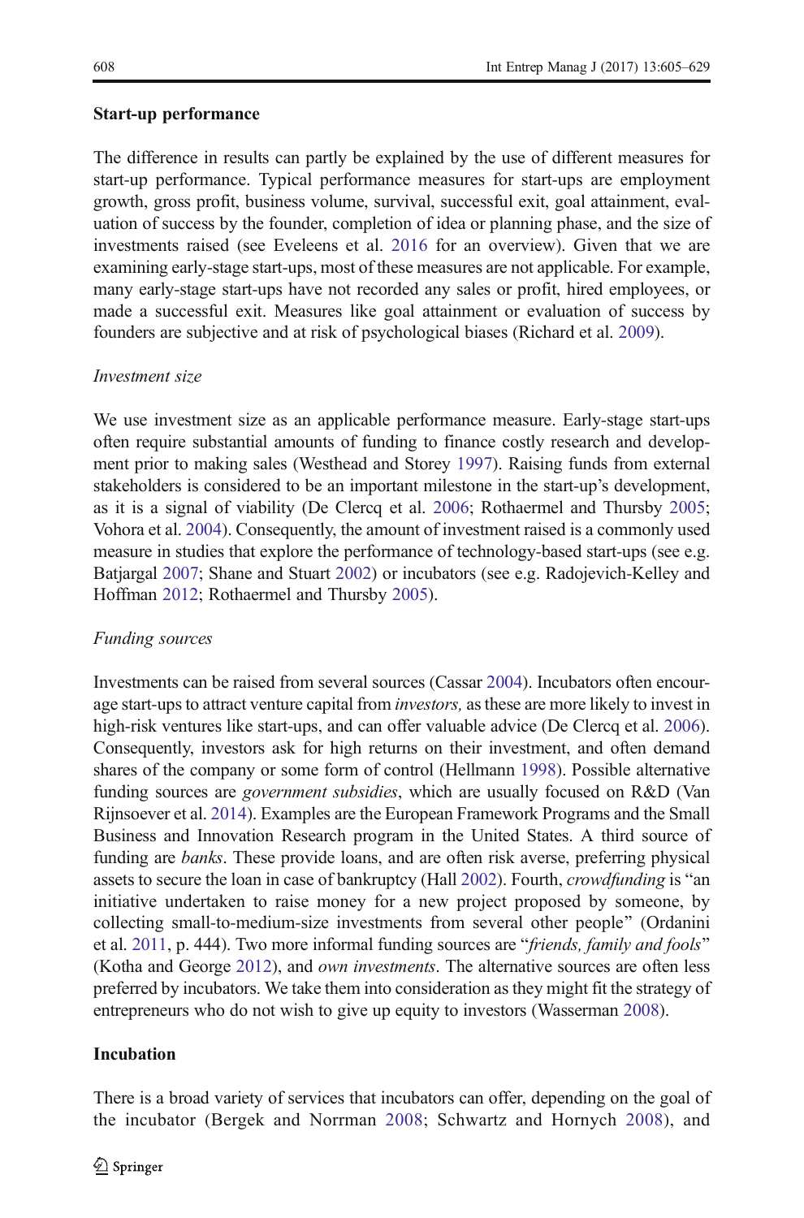## Start-up performance

The difference in results can partly be explained by the use of different measures for start-up performance. Typical performance measures for start-ups are employment growth, gross profit, business volume, survival, successful exit, goal attainment, evaluation of success by the founder, completion of idea or planning phase, and the size of investments raised (see Eveleens et al. 2016 for an overview). Given that we are examining early-stage start-ups, most of these measures are not applicable. For example, many early-stage start-ups have not recorded any sales or profit, hired employees, or made a successful exit. Measures like goal attainment or evaluation of success by founders are subjective and at risk of psychological biases (Richard et al. 2009).

### *Investment size*

We use investment size as an applicable performance measure. Early-stage start-ups often require substantial amounts of funding to finance costly research and development prior to making sales (Westhead and Storey 1997). Raising funds from external stakeholders is considered to be an important milestone in the start-up's development, as it is a signal of viability (De Clercq et al. 2006; Rothaermel and Thursby 2005; Vohora et al. 2004). Consequently, the amount of investment raised is a commonly used measure in studies that explore the performance of technology-based start-ups (see e.g. Batjargal 2007; Shane and Stuart 2002) or incubators (see e.g. Radojevich-Kelley and Hoffman 2012; Rothaermel and Thursby 2005).

### *Funding sources*

Investments can be raised from several sources (Cassar 2004). Incubators often encourage start-ups to attract venture capital from *investors,* as these are more likely to invest in high-risk ventures like start-ups, and can offer valuable advice (De Clercq et al. 2006). Consequently, investors ask for high returns on their investment, and often demand shares of the company or some form of control (Hellmann 1998). Possible alternative funding sources are *government subsidies*, which are usually focused on R&D (Van Rijnsoever et al. 2014). Examples are the European Framework Programs and the Small Business and Innovation Research program in the United States. A third source of funding are *banks*. These provide loans, and are often risk averse, preferring physical assets to secure the loan in case of bankruptcy (Hall 2002). Fourth, *crowdfunding* is "an initiative undertaken to raise money for a new project proposed by someone, by collecting small-to-medium-size investments from several other people" (Ordanini et al. 2011, p. 444). Two more informal funding sources are "*friends, family and fools*" (Kotha and George 2012), and *own investments*. The alternative sources are often less preferred by incubators. We take them into consideration as they might fit the strategy of entrepreneurs who do not wish to give up equity to investors (Wasserman 2008).

## Incubation

There is a broad variety of services that incubators can offer, depending on the goal of the incubator (Bergek and Norrman 2008; Schwartz and Hornych 2008), and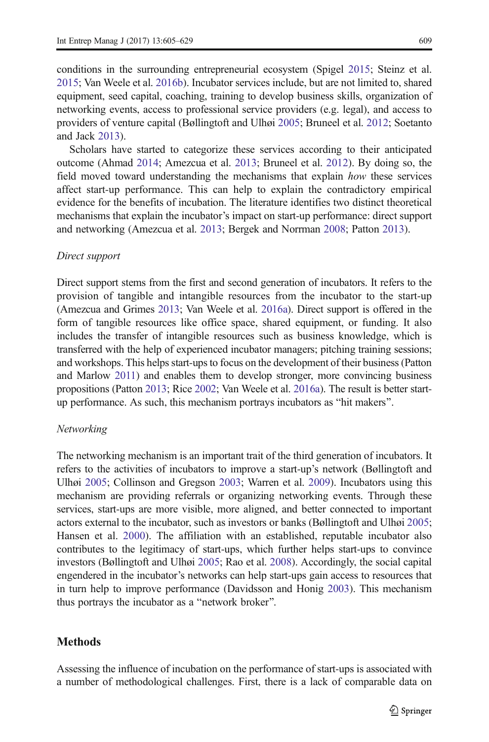conditions in the surrounding entrepreneurial ecosystem (Spigel 2015; Steinz et al. 2015; Van Weele et al. 2016b). Incubator services include, but are not limited to, shared equipment, seed capital, coaching, training to develop business skills, organization of networking events, access to professional service providers (e.g. legal), and access to providers of venture capital (Bøllingtoft and Ulhøi 2005; Bruneel et al. 2012; Soetanto and Jack 2013).

Scholars have started to categorize these services according to their anticipated outcome (Ahmad 2014; Amezcua et al. 2013; Bruneel et al. 2012). By doing so, the field moved toward understanding the mechanisms that explain *how* these services affect start-up performance. This can help to explain the contradictory empirical evidence for the benefits of incubation. The literature identifies two distinct theoretical mechanisms that explain the incubator's impact on start-up performance: direct support and networking (Amezcua et al. 2013; Bergek and Norrman 2008; Patton 2013).

*Direct support*

Direct support stems from the first and second generation of incubators. It refers to the provision of tangible and intangible resources from the incubator to the start-up (Amezcua and Grimes 2013; Van Weele et al. 2016a). Direct support is offered in the form of tangible resources like office space, shared equipment, or funding. It also includes the transfer of intangible resources such as business knowledge, which is transferred with the help of experienced incubator managers; pitching training sessions; and workshops. This helps start-ups to focus on the development of their business (Patton and Marlow 2011) and enables them to develop stronger, more convincing business propositions (Patton 2013; Rice 2002; Van Weele et al. 2016a). The result is better start-up performance. As such, this mechanism portrays incubators as "hit makers".

*Networking*

The networking mechanism is an important trait of the third generation of incubators. It refers to the activities of incubators to improve a start-up's network (Bøllingtoft and Ulhøi 2005; Collinson and Gregson 2003; Warren et al. 2009). Incubators using this mechanism are providing referrals or organizing networking events. Through these services, start-ups are more visible, more aligned, and better connected to important actors external to the incubator, such as investors or banks (Bøllingtoft and Ulhøi 2005; Hansen et al. 2000). The affiliation with an established, reputable incubator also contributes to the legitimacy of start-ups, which further helps start-ups to convince investors (Bøllingtoft and Ulhøi 2005; Rao et al. 2008). Accordingly, the social capital engendered in the incubator's networks can help start-ups gain access to resources that in turn help to improve performance (Davidsson and Honig 2003). This mechanism thus portrays the incubator as a "network broker".

## Methods

Assessing the influence of incubation on the performance of start-ups is associated with a number of methodological challenges. First, there is a lack of comparable data on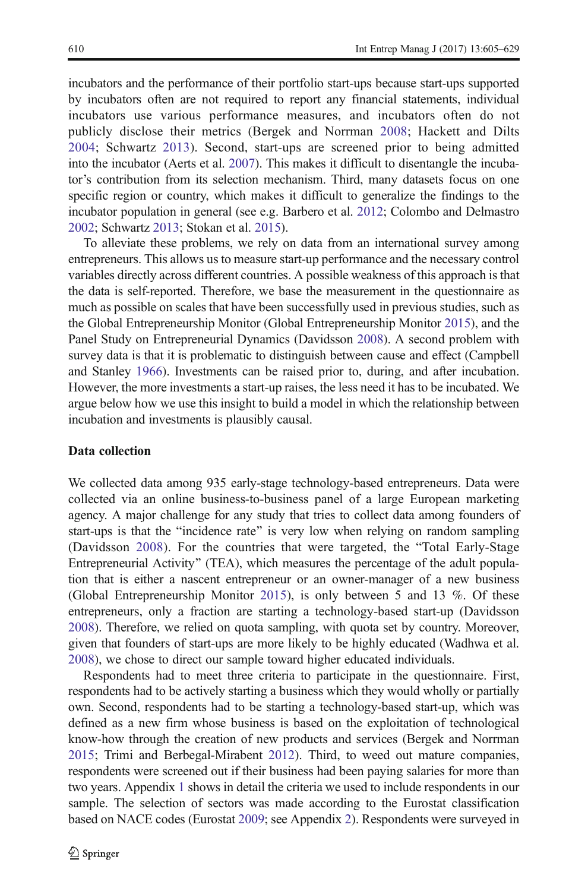incubators and the performance of their portfolio start-ups because start-ups supported by incubators often are not required to report any financial statements, individual incubators use various performance measures, and incubators often do not publicly disclose their metrics (Bergek and Norrman 2008; Hackett and Dilts 2004; Schwartz 2013). Second, start-ups are screened prior to being admitted into the incubator (Aerts et al. 2007). This makes it difficult to disentangle the incubator's contribution from its selection mechanism. Third, many datasets focus on one specific region or country, which makes it difficult to generalize the findings to the incubator population in general (see e.g. Barbero et al. 2012; Colombo and Delmastro 2002; Schwartz 2013; Stokan et al. 2015).

To alleviate these problems, we rely on data from an international survey among entrepreneurs. This allows us to measure start-up performance and the necessary control variables directly across different countries. A possible weakness of this approach is that the data is self-reported. Therefore, we base the measurement in the questionnaire as much as possible on scales that have been successfully used in previous studies, such as the Global Entrepreneurship Monitor (Global Entrepreneurship Monitor 2015), and the Panel Study on Entrepreneurial Dynamics (Davidsson 2008). A second problem with survey data is that it is problematic to distinguish between cause and effect (Campbell and Stanley 1966). Investments can be raised prior to, during, and after incubation. However, the more investments a start-up raises, the less need it has to be incubated. We argue below how we use this insight to build a model in which the relationship between incubation and investments is plausibly causal.

### Data collection

We collected data among 935 early-stage technology-based entrepreneurs. Data were collected via an online business-to-business panel of a large European marketing agency. A major challenge for any study that tries to collect data among founders of start-ups is that the "incidence rate" is very low when relying on random sampling (Davidsson 2008). For the countries that were targeted, the "Total Early-Stage Entrepreneurial Activity" (TEA), which measures the percentage of the adult population that is either a nascent entrepreneur or an owner-manager of a new business (Global Entrepreneurship Monitor 2015), is only between 5 and 13 %. Of these entrepreneurs, only a fraction are starting a technology-based start-up (Davidsson 2008). Therefore, we relied on quota sampling, with quota set by country. Moreover, given that founders of start-ups are more likely to be highly educated (Wadhwa et al. 2008), we chose to direct our sample toward higher educated individuals.

Respondents had to meet three criteria to participate in the questionnaire. First, respondents had to be actively starting a business which they would wholly or partially own. Second, respondents had to be starting a technology-based start-up, which was defined as a new firm whose business is based on the exploitation of technological know-how through the creation of new products and services (Bergek and Norrman 2015; Trimi and Berbegal-Mirabent 2012). Third, to weed out mature companies, respondents were screened out if their business had been paying salaries for more than two years. Appendix 1 shows in detail the criteria we used to include respondents in our sample. The selection of sectors was made according to the Eurostat classification based on NACE codes (Eurostat 2009; see Appendix 2). Respondents were surveyed in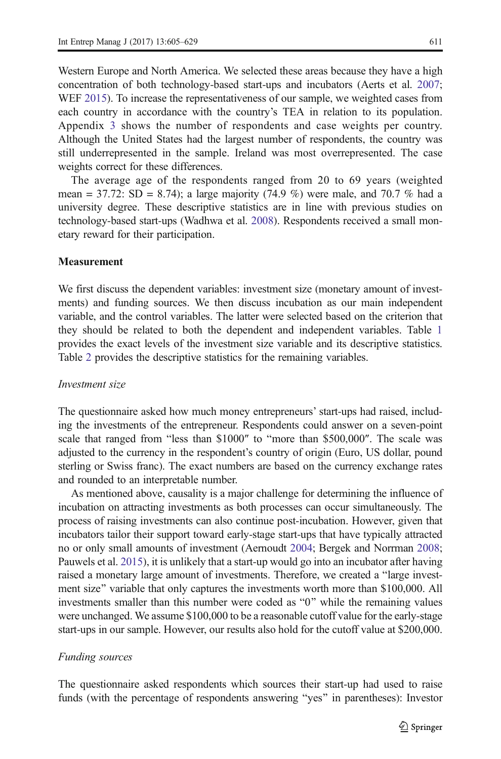Western Europe and North America. We selected these areas because they have a high concentration of both technology-based start-ups and incubators (Aerts et al. 2007; WEF 2015). To increase the representativeness of our sample, we weighted cases from each country in accordance with the country's TEA in relation to its population. Appendix 3 shows the number of respondents and case weights per country. Although the United States had the largest number of respondents, the country was still underrepresented in the sample. Ireland was most overrepresented. The case weights correct for these differences.

The average age of the respondents ranged from 20 to 69 years (weighted mean = 37.72: SD = 8.74); a large majority (74.9 %) were male, and 70.7 % had a university degree. These descriptive statistics are in line with previous studies on technology-based start-ups (Wadhwa et al. 2008). Respondents received a small monetary reward for their participation.

### Measurement

We first discuss the dependent variables: investment size (monetary amount of investments) and funding sources. We then discuss incubation as our main independent variable, and the control variables. The latter were selected based on the criterion that they should be related to both the dependent and independent variables. Table 1 provides the exact levels of the investment size variable and its descriptive statistics. Table 2 provides the descriptive statistics for the remaining variables.

#### *Investment size*

The questionnaire asked how much money entrepreneurs' start-ups had raised, including the investments of the entrepreneur. Respondents could answer on a seven-point scale that ranged from "less than \$1000″ to "more than \$500,000″. The scale was adjusted to the currency in the respondent's country of origin (Euro, US dollar, pound sterling or Swiss franc). The exact numbers are based on the currency exchange rates and rounded to an interpretable number.

As mentioned above, causality is a major challenge for determining the influence of incubation on attracting investments as both processes can occur simultaneously. The process of raising investments can also continue post-incubation. However, given that incubators tailor their support toward early-stage start-ups that have typically attracted no or only small amounts of investment (Aernoudt 2004; Bergek and Norrman 2008; Pauwels et al. 2015), it is unlikely that a start-up would go into an incubator after having raised a monetary large amount of investments. Therefore, we created a "large investment size" variable that only captures the investments worth more than \$100,000. All investments smaller than this number were coded as "0" while the remaining values were unchanged. We assume \$100,000 to be a reasonable cutoff value for the early-stage start-ups in our sample. However, our results also hold for the cutoff value at \$200,000.

#### *Funding sources*

The questionnaire asked respondents which sources their start-up had used to raise funds (with the percentage of respondents answering "yes" in parentheses): Investor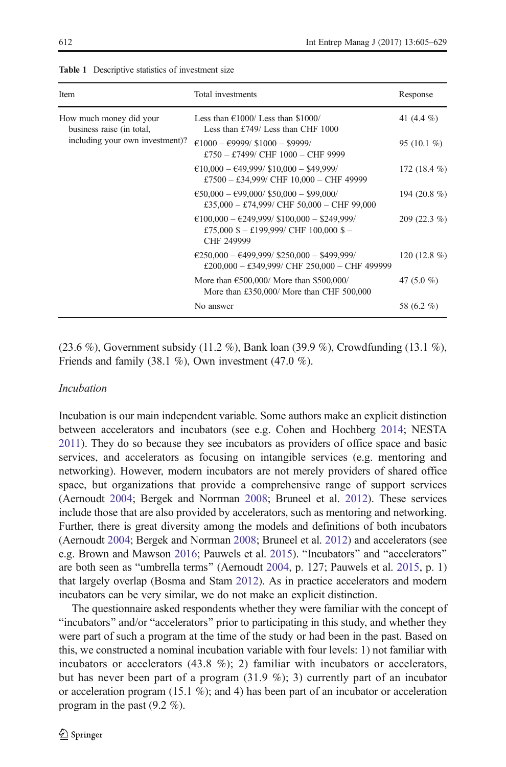**Table 1** Descriptive statistics of investment size

| Item | Total investments | Response |
|---|---|---|
| How much money did your business raise (in total, including your own investment)? | Less than €1000/ Less than $1000/ Less than £749/ Less than CHF 1000 | 41 (4.4 %) |
| | €1000 – €9999/ $1000 – $9999/ £750 – £7499/ CHF 1000 – CHF 9999 | 95 (10.1 %) |
| | €10,000 – €49,999/ $10,000 – $49,999/ £7500 – £34,999/ CHF 10,000 – CHF 49999 | 172 (18.4 %) |
| | €50,000 – €99,000/ $50,000 – $99,000/ £35,000 – £74,999/ CHF 50,000 – CHF 99,000 | 194 (20.8 %) |
| | €100,000 – €249,999/ $100,000 – $249,999/ £75,000 $ – £199,999/ CHF 100,000 $ – CHF 249999 | 209 (22.3 %) |
| | €250,000 – €499,999/ $250,000 – $499,999/ £200,000 – £349,999/ CHF 250,000 – CHF 499999 | 120 (12.8 %) |
| | More than €500,000/ More than $500,000/ More than £350,000/ More than CHF 500,000 | 47 (5.0 %) |
| | No answer | 58 (6.2 %) |

(23.6 %), Government subsidy (11.2 %), Bank loan (39.9 %), Crowdfunding (13.1 %), Friends and family (38.1 %), Own investment (47.0 %).

*Incubation*

Incubation is our main independent variable. Some authors make an explicit distinction between accelerators and incubators (see e.g. Cohen and Hochberg 2014; NESTA 2011). They do so because they see incubators as providers of office space and basic services, and accelerators as focusing on intangible services (e.g. mentoring and networking). However, modern incubators are not merely providers of shared office space, but organizations that provide a comprehensive range of support services (Aernoudt 2004; Bergek and Norrman 2008; Bruneel et al. 2012). These services include those that are also provided by accelerators, such as mentoring and networking. Further, there is great diversity among the models and definitions of both incubators (Aernoudt 2004; Bergek and Norrman 2008; Bruneel et al. 2012) and accelerators (see e.g. Brown and Mawson 2016; Pauwels et al. 2015). "Incubators" and "accelerators" are both seen as "umbrella terms" (Aernoudt 2004, p. 127; Pauwels et al. 2015, p. 1) that largely overlap (Bosma and Stam 2012). As in practice accelerators and modern incubators can be very similar, we do not make an explicit distinction.

The questionnaire asked respondents whether they were familiar with the concept of "incubators" and/or "accelerators" prior to participating in this study, and whether they were part of such a program at the time of the study or had been in the past. Based on this, we constructed a nominal incubation variable with four levels: 1) not familiar with incubators or accelerators (43.8 %); 2) familiar with incubators or accelerators, but has never been part of a program (31.9 %); 3) currently part of an incubator or acceleration program (15.1 %); and 4) has been part of an incubator or acceleration program in the past (9.2 %).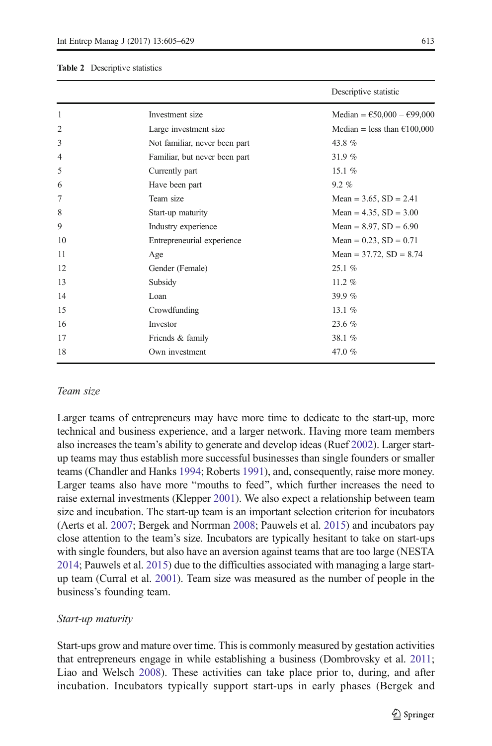**Table 2** Descriptive statistics

| | | Descriptive statistic |
|---|---|---|
| 1 | Investment size | Median = €50,000 – €99,000 |
| 2 | Large investment size | Median = less than €100,000 |
| 3 | Not familiar, never been part | 43.8 % |
| 4 | Familiar, but never been part | 31.9 % |
| 5 | Currently part | 15.1 % |
| 6 | Have been part | 9.2 % |
| 7 | Team size | Mean = 3.65, SD = 2.41 |
| 8 | Start-up maturity | Mean = 4.35, SD = 3.00 |
| 9 | Industry experience | Mean = 8.97, SD = 6.90 |
| 10 | Entrepreneurial experience | Mean = 0.23, SD = 0.71 |
| 11 | Age | Mean = 37.72, SD = 8.74 |
| 12 | Gender (Female) | 25.1 % |
| 13 | Subsidy | 11.2 % |
| 14 | Loan | 39.9 % |
| 15 | Crowdfunding | 13.1 % |
| 16 | Investor | 23.6 % |
| 17 | Friends & family | 38.1 % |
| 18 | Own investment | 47.0 % |

*Team size*

Larger teams of entrepreneurs may have more time to dedicate to the start-up, more technical and business experience, and a larger network. Having more team members also increases the team's ability to generate and develop ideas (Ruef 2002). Larger start-up teams may thus establish more successful businesses than single founders or smaller teams (Chandler and Hanks 1994; Roberts 1991), and, consequently, raise more money. Larger teams also have more "mouths to feed", which further increases the need to raise external investments (Klepper 2001). We also expect a relationship between team size and incubation. The start-up team is an important selection criterion for incubators (Aerts et al. 2007; Bergek and Norrman 2008; Pauwels et al. 2015) and incubators pay close attention to the team's size. Incubators are typically hesitant to take on start-ups with single founders, but also have an aversion against teams that are too large (NESTA 2014; Pauwels et al. 2015) due to the difficulties associated with managing a large start-up team (Curral et al. 2001). Team size was measured as the number of people in the business's founding team.

*Start-up maturity*

Start-ups grow and mature over time. This is commonly measured by gestation activities that entrepreneurs engage in while establishing a business (Dombrovsky et al. 2011; Liao and Welsch 2008). These activities can take place prior to, during, and after incubation. Incubators typically support start-ups in early phases (Bergek and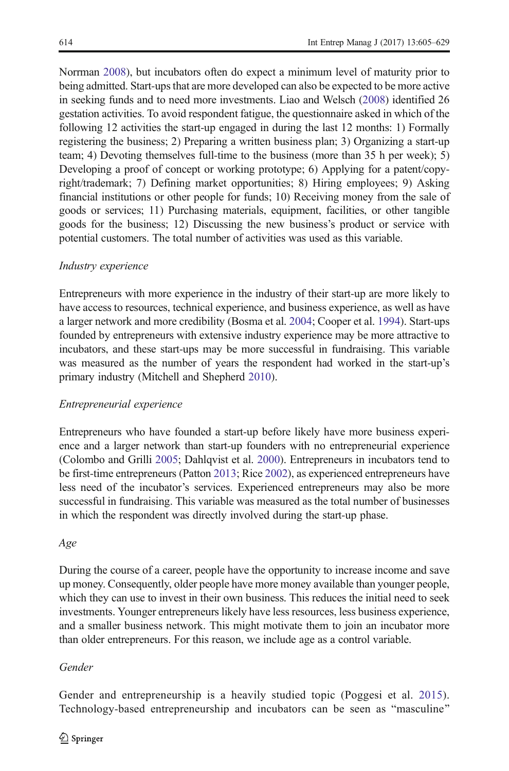Norrman 2008), but incubators often do expect a minimum level of maturity prior to being admitted. Start-ups that are more developed can also be expected to be more active in seeking funds and to need more investments. Liao and Welsch (2008) identified 26 gestation activities. To avoid respondent fatigue, the questionnaire asked in which of the following 12 activities the start-up engaged in during the last 12 months: 1) Formally registering the business; 2) Preparing a written business plan; 3) Organizing a start-up team; 4) Devoting themselves full-time to the business (more than 35 h per week); 5) Developing a proof of concept or working prototype; 6) Applying for a patent/copyright/trademark; 7) Defining market opportunities; 8) Hiring employees; 9) Asking financial institutions or other people for funds; 10) Receiving money from the sale of goods or services; 11) Purchasing materials, equipment, facilities, or other tangible goods for the business; 12) Discussing the new business's product or service with potential customers. The total number of activities was used as this variable.

*Industry experience*

Entrepreneurs with more experience in the industry of their start-up are more likely to have access to resources, technical experience, and business experience, as well as have a larger network and more credibility (Bosma et al. 2004; Cooper et al. 1994). Start-ups founded by entrepreneurs with extensive industry experience may be more attractive to incubators, and these start-ups may be more successful in fundraising. This variable was measured as the number of years the respondent had worked in the start-up's primary industry (Mitchell and Shepherd 2010).

*Entrepreneurial experience*

Entrepreneurs who have founded a start-up before likely have more business experience and a larger network than start-up founders with no entrepreneurial experience (Colombo and Grilli 2005; Dahlqvist et al. 2000). Entrepreneurs in incubators tend to be first-time entrepreneurs (Patton 2013; Rice 2002), as experienced entrepreneurs have less need of the incubator's services. Experienced entrepreneurs may also be more successful in fundraising. This variable was measured as the total number of businesses in which the respondent was directly involved during the start-up phase.

*Age*

During the course of a career, people have the opportunity to increase income and save up money. Consequently, older people have more money available than younger people, which they can use to invest in their own business. This reduces the initial need to seek investments. Younger entrepreneurs likely have less resources, less business experience, and a smaller business network. This might motivate them to join an incubator more than older entrepreneurs. For this reason, we include age as a control variable.

*Gender*

Gender and entrepreneurship is a heavily studied topic (Poggesi et al. 2015). Technology-based entrepreneurship and incubators can be seen as "masculine"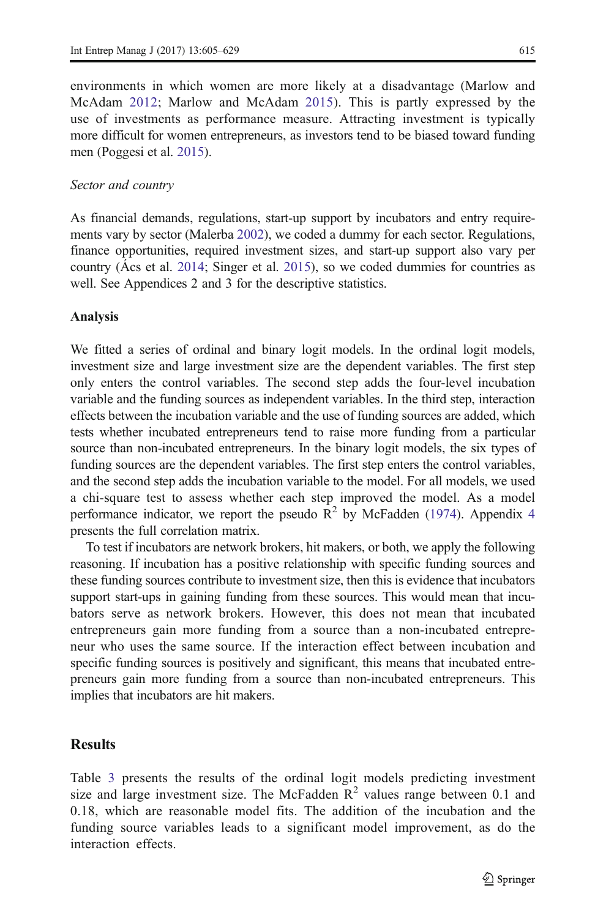environments in which women are more likely at a disadvantage (Marlow and McAdam 2012; Marlow and McAdam 2015). This is partly expressed by the use of investments as performance measure. Attracting investment is typically more difficult for women entrepreneurs, as investors tend to be biased toward funding men (Poggesi et al. 2015).

*Sector and country*

As financial demands, regulations, start-up support by incubators and entry requirements vary by sector (Malerba 2002), we coded a dummy for each sector. Regulations, finance opportunities, required investment sizes, and start-up support also vary per country (Ács et al. 2014; Singer et al. 2015), so we coded dummies for countries as well. See Appendices 2 and 3 for the descriptive statistics.

### Analysis

We fitted a series of ordinal and binary logit models. In the ordinal logit models, investment size and large investment size are the dependent variables. The first step only enters the control variables. The second step adds the four-level incubation variable and the funding sources as independent variables. In the third step, interaction effects between the incubation variable and the use of funding sources are added, which tests whether incubated entrepreneurs tend to raise more funding from a particular source than non-incubated entrepreneurs. In the binary logit models, the six types of funding sources are the dependent variables. The first step enters the control variables, and the second step adds the incubation variable to the model. For all models, we used a chi-square test to assess whether each step improved the model. As a model performance indicator, we report the pseudo $R^2$ by McFadden (1974). Appendix 4 presents the full correlation matrix.

To test if incubators are network brokers, hit makers, or both, we apply the following reasoning. If incubation has a positive relationship with specific funding sources and these funding sources contribute to investment size, then this is evidence that incubators support start-ups in gaining funding from these sources. This would mean that incubators serve as network brokers. However, this does not mean that incubated entrepreneurs gain more funding from a source than a non-incubated entrepreneur who uses the same source. If the interaction effect between incubation and specific funding sources is positively and significant, this means that incubated entrepreneurs gain more funding from a source than non-incubated entrepreneurs. This implies that incubators are hit makers.

## Results

Table 3 presents the results of the ordinal logit models predicting investment size and large investment size. The McFadden $R^2$ values range between 0.1 and 0.18, which are reasonable model fits. The addition of the incubation and the funding source variables leads to a significant model improvement, as do the interaction effects.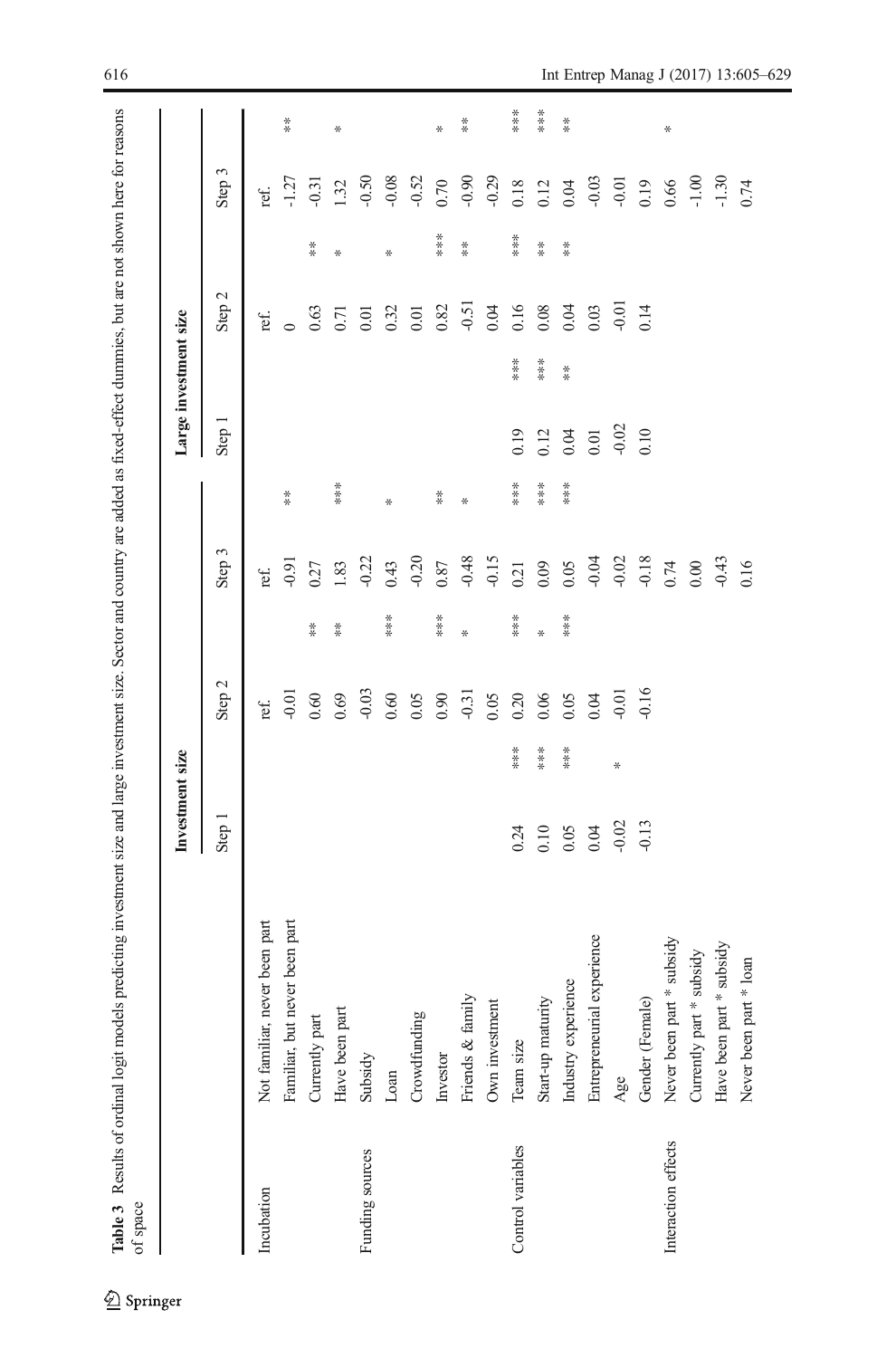**Table 3** Results of ordinal logit models predicting investment size and large investment size. Sector and country are added as fixed-effect dummies, but are not shown here for reasons of space

| | | Investment size | | | | | | Large investment size | | | | | |
|---|---|---|---|---|---|---|---|---|---|---|---|---|---|
| | | Step 1 | | Step 2 | | Step 3 | | Step 1 | | Step 2 | | Step 3 | |
| Incubation | Not familiar, never been part | | | ref. | | ref. | | | | ref. | | ref. | |
| | Familiar, but never been part | | | -0.01 | | -0.91 | ** | | | 0 | | -1.27 | ** |
| | Currently part | | | 0.60 | ** | 0.27 | | | | 0.63 | ** | -0.31 | |
| | Have been part | | | 0.69 | ** | 1.83 | *** | | | 0.71 | * | 1.32 | * |
| Funding sources | Subsidy | | | -0.03 | | -0.22 | | | | 0.01 | | -0.50 | |
| | Loan | | | 0.60 | *** | 0.43 | * | | | 0.32 | * | -0.08 | |
| | Crowdfunding | | | 0.05 | | -0.20 | | | | 0.01 | | -0.52 | |
| | Investor | | | 0.90 | *** | 0.87 | ** | | | 0.82 | *** | 0.70 | * |
| | Friends & family | | | -0.31 | * | -0.48 | * | | | -0.51 | ** | -0.90 | ** |
| | Own investment | | | 0.05 | | -0.15 | | | | 0.04 | | -0.29 | |
| Control variables | Team size | 0.24 | *** | 0.20 | *** | 0.21 | *** | 0.19 | *** | 0.16 | *** | 0.18 | *** |
| | Start-up maturity | 0.10 | *** | 0.06 | * | 0.09 | *** | 0.12 | *** | 0.08 | ** | 0.12 | *** |
| | Industry experience | 0.05 | *** | 0.05 | *** | 0.05 | *** | 0.04 | ** | 0.04 | ** | 0.04 | ** |
| | Entrepreneurial experience | 0.04 | | 0.04 | | -0.04 | | 0.01 | | 0.03 | | -0.03 | |
| | Age | -0.02 | * | -0.01 | | -0.02 | | -0.02 | | -0.01 | | -0.01 | |
| | Gender (Female) | -0.13 | | -0.16 | | -0.18 | | 0.10 | | 0.14 | | 0.19 | |
| Interaction effects | Never been part * subsidy | | | | | 0.74 | | | | | | 0.66 | * |
| | Currently part * subsidy | | | | | 0.00 | | | | | | -1.00 | |
| | Have been part * subsidy | | | | | -0.43 | | | | | | -1.30 | |
| | Never been part * loan | | | | | 0.16 | | | | | | 0.74 | |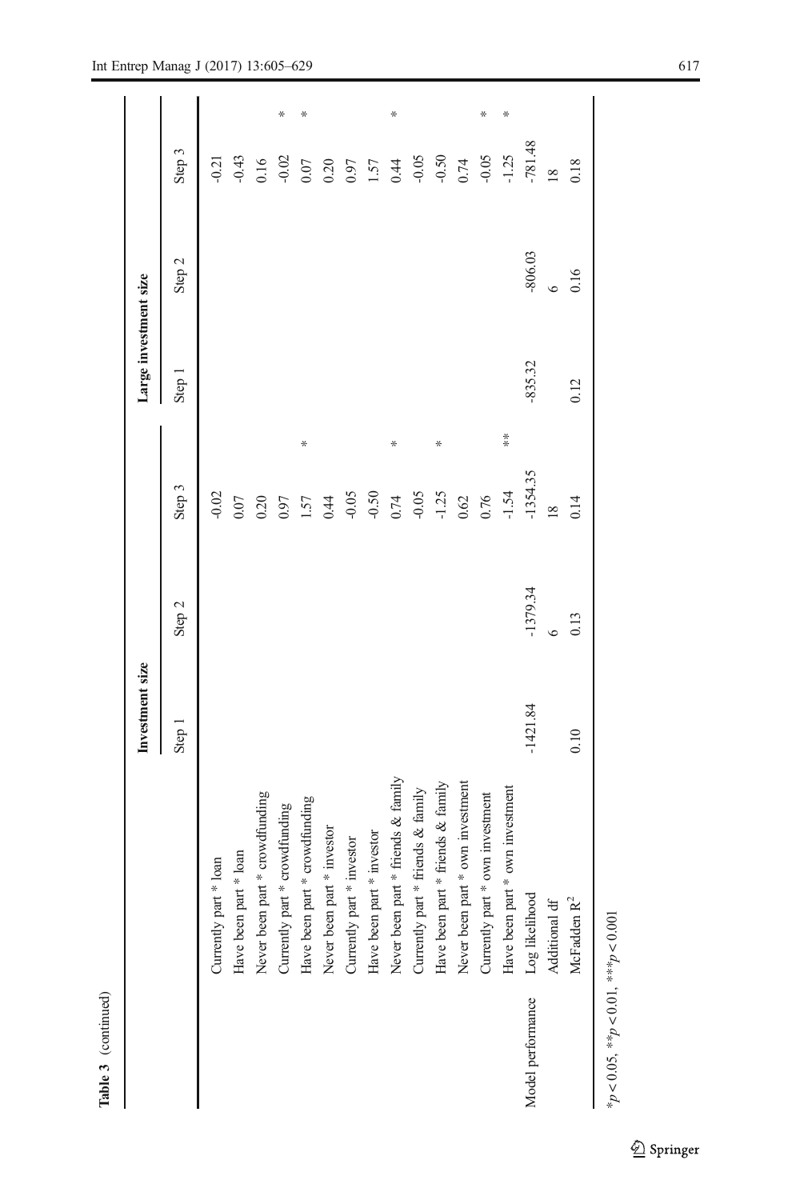**Table 3** (continued)

| | | Investment size | | | Large investment size | | |
|---|---|---|---|---|---|---|---|
| | | Step 1 | Step 2 | Step 3 | Step 1 | Step 2 | Step 3 |
| | Currently part * loan | | | -0.02 | | | -0.21 |
| | Have been part * loan | | | 0.07 | | | -0.43 |
| | Never been part * crowdfunding | | | 0.20 | | | 0.16 |
| | Currently part * crowdfunding | | | 0.97 | | | -0.02 * |
| | Have been part * crowdfunding | | | 1.57 * | | | 0.07 * |
| | Never been part * investor | | | 0.44 | | | 0.20 |
| | Currently part * investor | | | -0.05 | | | 0.97 |
| | Have been part * investor | | | -0.50 | | | 1.57 |
| | Never been part * friends & family | | | 0.74 * | | | 0.44 * |
| | Currently part * friends & family | | | -0.05 | | | -0.05 |
| | Have been part * friends & family | | | -1.25 * | | | -0.50 |
| | Never been part * own investment | | | 0.62 | | | 0.74 |
| | Currently part * own investment | | | 0.76 | | | -0.05 * |
| | Have been part * own investment | | | -1.54 ** | | | -1.25 * |
| Model performance | Log likelihood | -1421.84 | -1379.34 | -1354.35 | -835.32 | -806.03 | -781.48 |
| | Additional df | | 6 | 18 | | 6 | 18 |
| | McFadden $R^2$ | 0.10 | 0.13 | 0.14 | 0.12 | 0.16 | 0.18 |

$^*p < 0.05$, $^{**}p < 0.01$, $^{***}p < 0.001$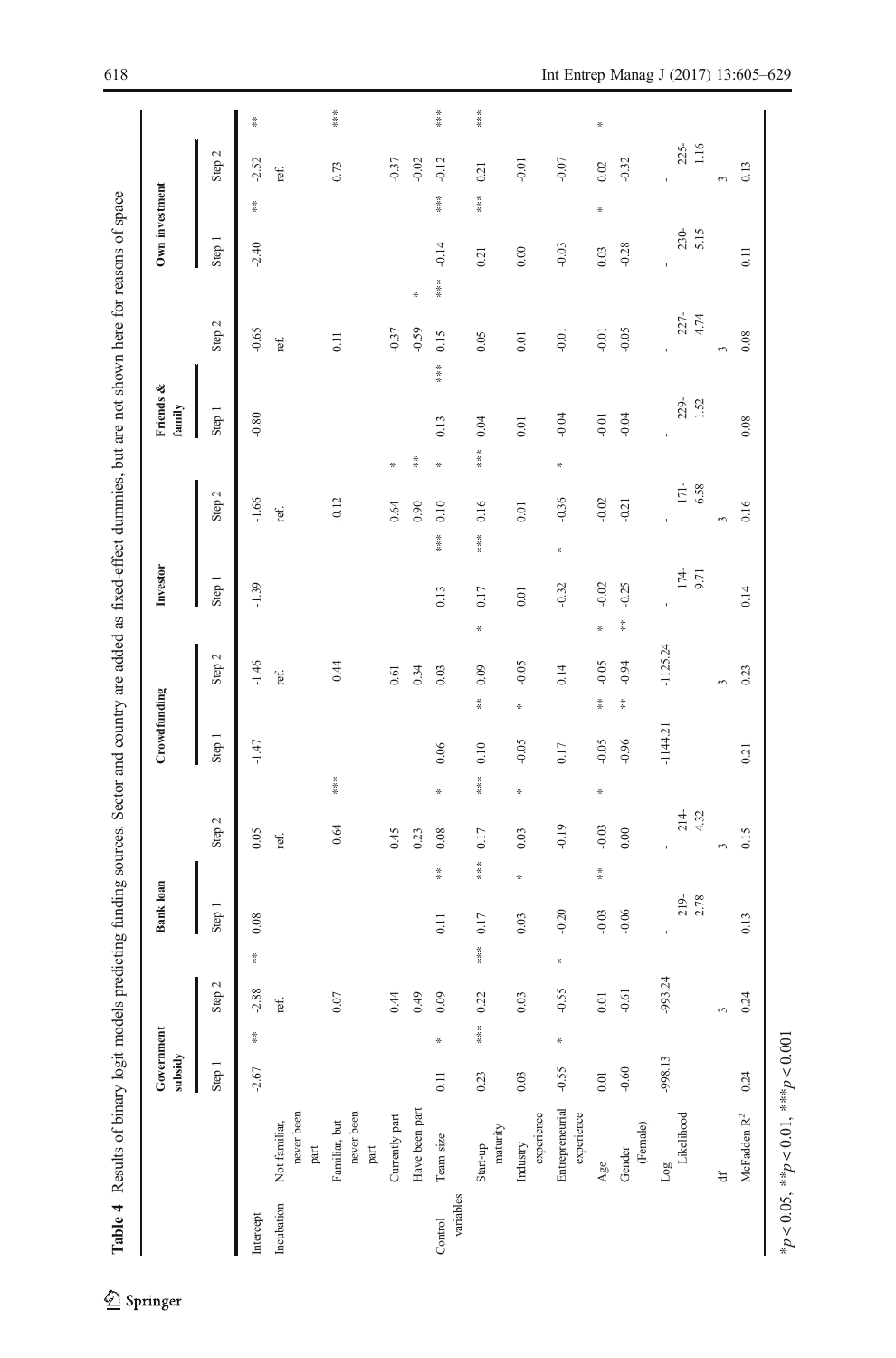**Table 4** Results of binary logit models predicting funding sources. Sector and country are added as fixed-effect dummies, but are not shown here for reasons of space

| | | Government subsidy | | Bank loan | | Crowdfunding | | Investor | | Friends & family | | Own investment | |
|---|---|---|---|---|---|---|---|---|---|---|---|---|---|
| | | Step 1 | Step 2 | Step 1 | Step 2 | Step 1 | Step 2 | Step 1 | Step 2 | Step 1 | Step 2 | Step 1 | Step 2 |
| Intercept | | -2.67 ** | -2.88 ** | 0.08 | 0.05 | -1.47 | -1.46 | -1.39 | -1.66 | -0.80 | -0.65 | -2.40 ** | -2.52 ** |
| Incubation | Not familiar, never been part | | ref. | | ref. | | ref. | | ref. | | ref. | | ref. |
| | Familiar, but never been part | | 0.07 | | -0.64 *** | | -0.44 | | -0.12 | | 0.11 | | 0.73 *** |
| | Currently part | | 0.44 | | 0.45 | | 0.61 | | 0.64 * | | -0.37 | | -0.37 |
| | Have been part | | 0.49 | | 0.23 | | 0.34 | | 0.90 ** | | -0.59 * | | -0.02 |
| Control variables | Team size | 0.11 * | 0.09 | 0.11 ** | 0.08 * | 0.06 | 0.03 | 0.13 *** | 0.10 * | 0.13 *** | 0.15 *** | -0.14 *** | -0.12 *** |
| | Start-up maturity | 0.23 *** | 0.22 *** | 0.17 *** | 0.17 *** | 0.10 ** | 0.09 * | 0.17 *** | 0.16 *** | 0.04 | 0.05 | 0.21 *** | 0.21 *** |
| | Industry experience | 0.03 | 0.03 | 0.03 * | 0.03 * | -0.05 * | -0.05 | 0.01 | 0.01 | 0.01 | 0.01 | 0.00 | -0.01 |
| | Entrepreneurial experience | -0.55 * | -0.55 * | -0.20 | -0.19 | 0.17 | 0.14 | -0.32 * | -0.36 * | -0.04 | -0.01 | -0.03 | -0.07 |
| | Age | 0.01 | 0.01 | -0.03 ** | -0.03 * | -0.05 ** | -0.05 * | -0.02 | -0.02 | -0.01 | -0.01 | 0.03 * | 0.02 * |
| | Gender (Female) | -0.60 | -0.61 | -0.06 | 0.00 | -0.96 ** | -0.94 ** | -0.25 | -0.21 | -0.04 | -0.05 | -0.28 | -0.32 |
| | Log Likelihood | -998.13 | -993.24 | -2192.78 | -2144.32 | -1144.21 | -1125.24 | -1749.71 | -1716.58 | -2291.52 | -2274.74 | -2305.15 | -2251.16 |
| | df | | 3 | | 3 | | 3 | | 3 | | 3 | | 3 |
| | McFadden $R^2$ | 0.24 | 0.24 | 0.13 | 0.15 | 0.21 | 0.23 | 0.14 | 0.16 | 0.08 | 0.08 | 0.11 | 0.13 |

*$p < 0.05$, **$p < 0.01$, ***$p < 0.001$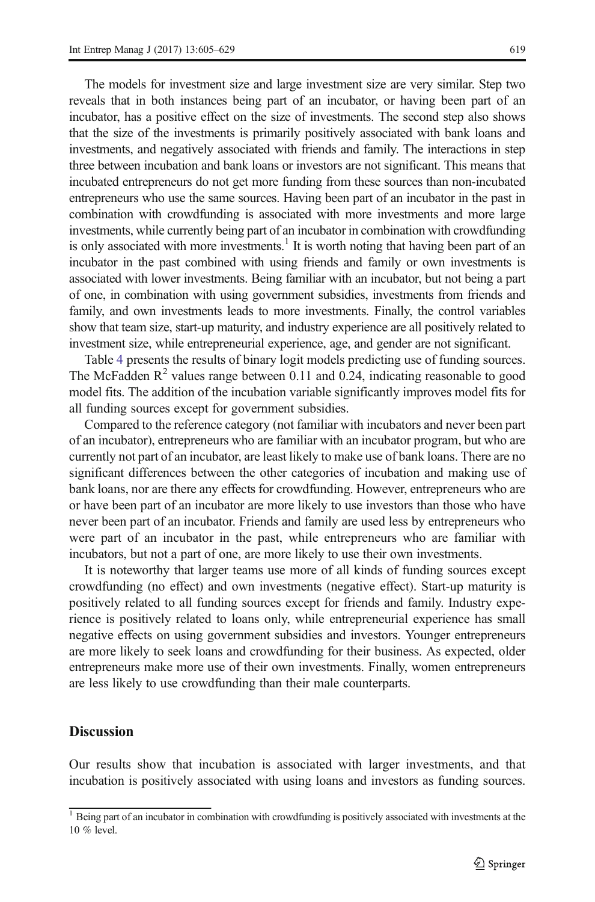The models for investment size and large investment size are very similar. Step two reveals that in both instances being part of an incubator, or having been part of an incubator, has a positive effect on the size of investments. The second step also shows that the size of the investments is primarily positively associated with bank loans and investments, and negatively associated with friends and family. The interactions in step three between incubation and bank loans or investors are not significant. This means that incubated entrepreneurs do not get more funding from these sources than non-incubated entrepreneurs who use the same sources. Having been part of an incubator in the past in combination with crowdfunding is associated with more investments and more large investments, while currently being part of an incubator in combination with crowdfunding is only associated with more investments.[1] It is worth noting that having been part of an incubator in the past combined with using friends and family or own investments is associated with lower investments. Being familiar with an incubator, but not being a part of one, in combination with using government subsidies, investments from friends and family, and own investments leads to more investments. Finally, the control variables show that team size, start-up maturity, and industry experience are all positively related to investment size, while entrepreneurial experience, age, and gender are not significant.

Table 4 presents the results of binary logit models predicting use of funding sources. The McFadden $R^2$ values range between 0.11 and 0.24, indicating reasonable to good model fits. The addition of the incubation variable significantly improves model fits for all funding sources except for government subsidies.

Compared to the reference category (not familiar with incubators and never been part of an incubator), entrepreneurs who are familiar with an incubator program, but who are currently not part of an incubator, are least likely to make use of bank loans. There are no significant differences between the other categories of incubation and making use of bank loans, nor are there any effects for crowdfunding. However, entrepreneurs who are or have been part of an incubator are more likely to use investors than those who have never been part of an incubator. Friends and family are used less by entrepreneurs who were part of an incubator in the past, while entrepreneurs who are familiar with incubators, but not a part of one, are more likely to use their own investments.

It is noteworthy that larger teams use more of all kinds of funding sources except crowdfunding (no effect) and own investments (negative effect). Start-up maturity is positively related to all funding sources except for friends and family. Industry experience is positively related to loans only, while entrepreneurial experience has small negative effects on using government subsidies and investors. Younger entrepreneurs are more likely to seek loans and crowdfunding for their business. As expected, older entrepreneurs make more use of their own investments. Finally, women entrepreneurs are less likely to use crowdfunding than their male counterparts.

## Discussion

Our results show that incubation is associated with larger investments, and that incubation is positively associated with using loans and investors as funding sources.

[1] Being part of an incubator in combination with crowdfunding is positively associated with investments at the 10 % level.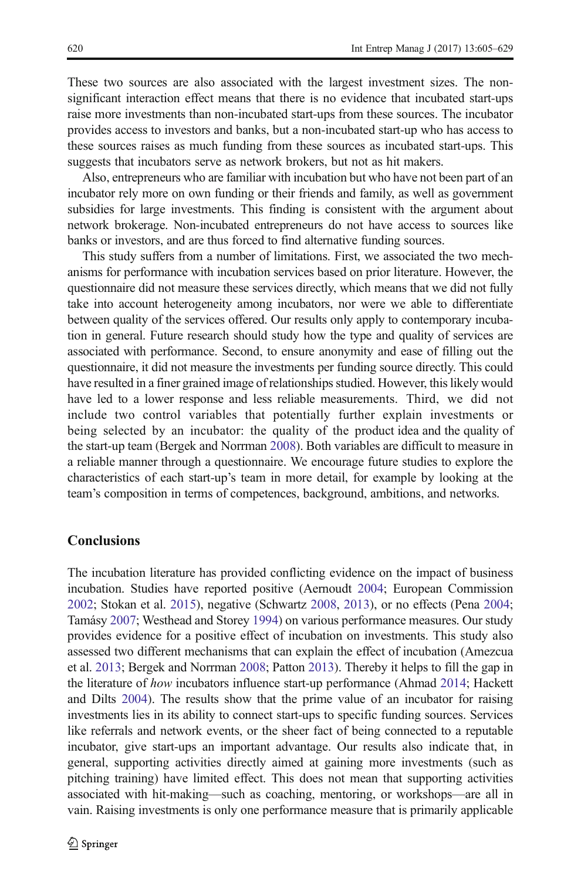These two sources are also associated with the largest investment sizes. The non-significant interaction effect means that there is no evidence that incubated start-ups raise more investments than non-incubated start-ups from these sources. The incubator provides access to investors and banks, but a non-incubated start-up who has access to these sources raises as much funding from these sources as incubated start-ups. This suggests that incubators serve as network brokers, but not as hit makers.

Also, entrepreneurs who are familiar with incubation but who have not been part of an incubator rely more on own funding or their friends and family, as well as government subsidies for large investments. This finding is consistent with the argument about network brokerage. Non-incubated entrepreneurs do not have access to sources like banks or investors, and are thus forced to find alternative funding sources.

This study suffers from a number of limitations. First, we associated the two mechanisms for performance with incubation services based on prior literature. However, the questionnaire did not measure these services directly, which means that we did not fully take into account heterogeneity among incubators, nor were we able to differentiate between quality of the services offered. Our results only apply to contemporary incubation in general. Future research should study how the type and quality of services are associated with performance. Second, to ensure anonymity and ease of filling out the questionnaire, it did not measure the investments per funding source directly. This could have resulted in a finer grained image of relationships studied. However, this likely would have led to a lower response and less reliable measurements. Third, we did not include two control variables that potentially further explain investments or being selected by an incubator: the quality of the product idea and the quality of the start-up team (Bergek and Norrman 2008). Both variables are difficult to measure in a reliable manner through a questionnaire. We encourage future studies to explore the characteristics of each start-up's team in more detail, for example by looking at the team's composition in terms of competences, background, ambitions, and networks.

## Conclusions

The incubation literature has provided conflicting evidence on the impact of business incubation. Studies have reported positive (Aernoudt 2004; European Commission 2002; Stokan et al. 2015), negative (Schwartz 2008, 2013), or no effects (Pena 2004; Tamásy 2007; Westhead and Storey 1994) on various performance measures. Our study provides evidence for a positive effect of incubation on investments. This study also assessed two different mechanisms that can explain the effect of incubation (Amezcua et al. 2013; Bergek and Norrman 2008; Patton 2013). Thereby it helps to fill the gap in the literature of *how* incubators influence start-up performance (Ahmad 2014; Hackett and Dilts 2004). The results show that the prime value of an incubator for raising investments lies in its ability to connect start-ups to specific funding sources. Services like referrals and network events, or the sheer fact of being connected to a reputable incubator, give start-ups an important advantage. Our results also indicate that, in general, supporting activities directly aimed at gaining more investments (such as pitching training) have limited effect. This does not mean that supporting activities associated with hit-making—such as coaching, mentoring, or workshops—are all in vain. Raising investments is only one performance measure that is primarily applicable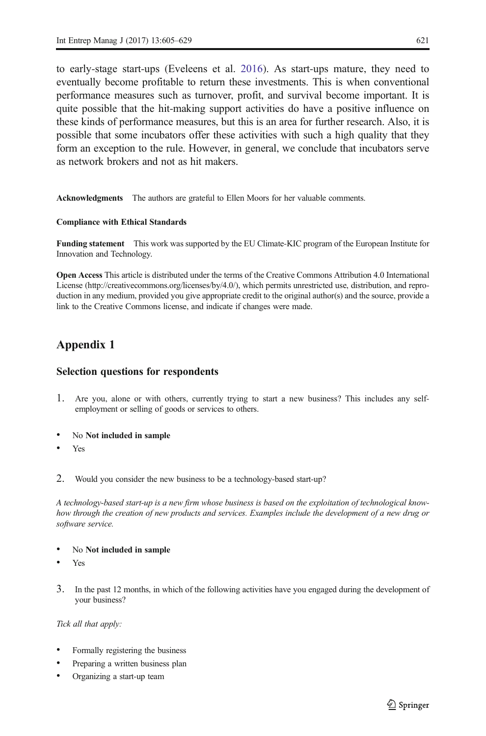to early-stage start-ups (Eveleens et al. 2016). As start-ups mature, they need to eventually become profitable to return these investments. This is when conventional performance measures such as turnover, profit, and survival become important. It is quite possible that the hit-making support activities do have a positive influence on these kinds of performance measures, but this is an area for further research. Also, it is possible that some incubators offer these activities with such a high quality that they form an exception to the rule. However, in general, we conclude that incubators serve as network brokers and not as hit makers.

**Acknowledgments** The authors are grateful to Ellen Moors for her valuable comments.

**Compliance with Ethical Standards**

**Funding statement** This work was supported by the EU Climate-KIC program of the European Institute for Innovation and Technology.

**Open Access** This article is distributed under the terms of the Creative Commons Attribution 4.0 International License (http://creativecommons.org/licenses/by/4.0/), which permits unrestricted use, distribution, and reproduction in any medium, provided you give appropriate credit to the original author(s) and the source, provide a link to the Creative Commons license, and indicate if changes were made.

## Appendix 1

### Selection questions for respondents

1. Are you, alone or with others, currently trying to start a new business? This includes any self-employment or selling of goods or services to others.

- No **Not included in sample**
- Yes

2. Would you consider the new business to be a technology-based start-up?

*A technology-based start-up is a new firm whose business is based on the exploitation of technological know-how through the creation of new products and services. Examples include the development of a new drug or software service.*

- No **Not included in sample**
- Yes

3. In the past 12 months, in which of the following activities have you engaged during the development of your business?

*Tick all that apply:*

- Formally registering the business
- Preparing a written business plan
- Organizing a start-up team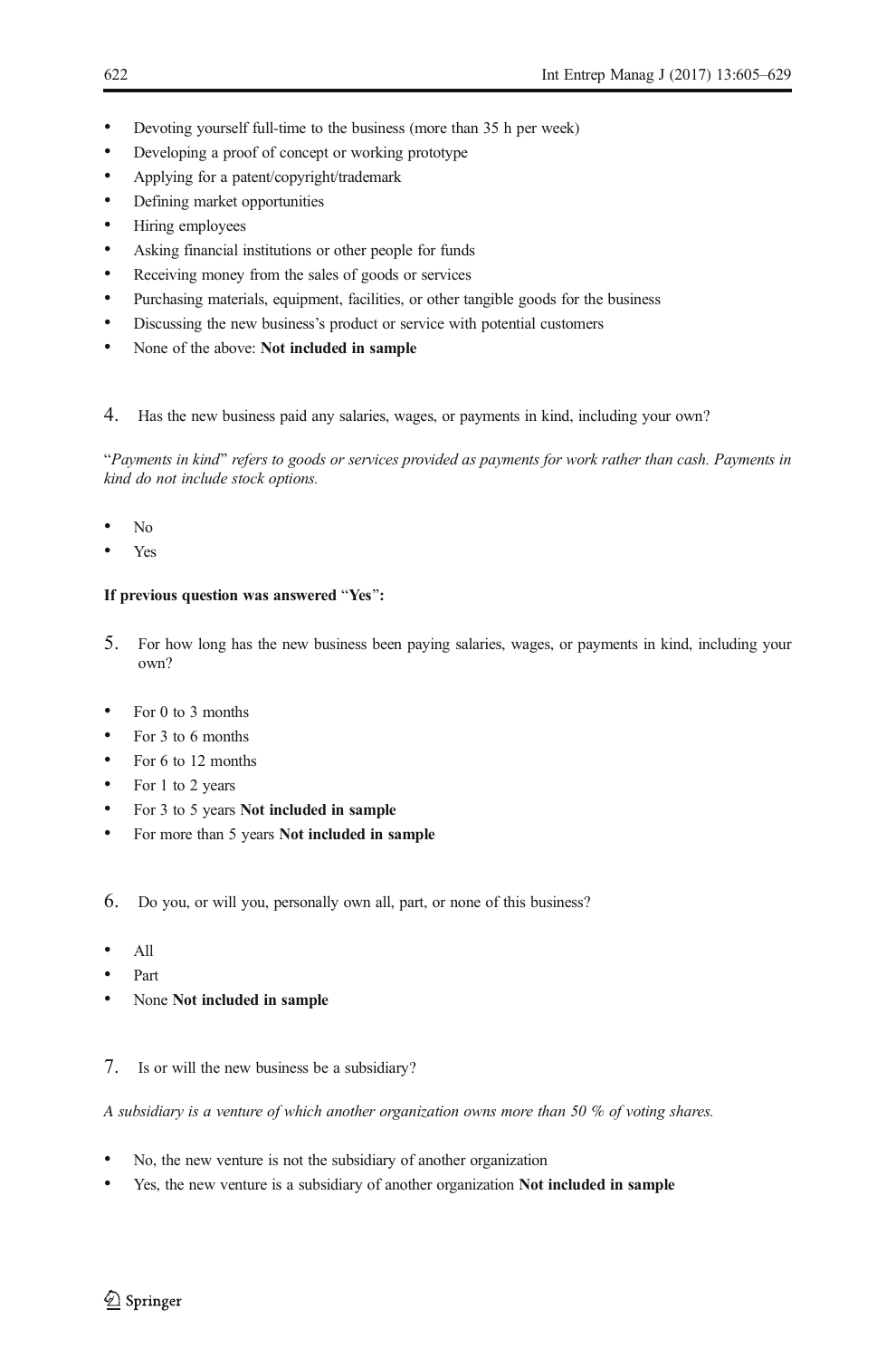- Devoting yourself full-time to the business (more than 35 h per week)
- Developing a proof of concept or working prototype
- Applying for a patent/copyright/trademark
- Defining market opportunities
- Hiring employees
- Asking financial institutions or other people for funds
- Receiving money from the sales of goods or services
- Purchasing materials, equipment, facilities, or other tangible goods for the business
- Discussing the new business's product or service with potential customers
- None of the above: **Not included in sample**

4. Has the new business paid any salaries, wages, or payments in kind, including your own?

"*Payments in kind*" *refers to goods or services provided as payments for work rather than cash. Payments in kind do not include stock options.*

- No
- Yes

**If previous question was answered "Yes":**

5. For how long has the new business been paying salaries, wages, or payments in kind, including your own?

- For 0 to 3 months
- For 3 to 6 months
- For 6 to 12 months
- For 1 to 2 years
- For 3 to 5 years **Not included in sample**
- For more than 5 years **Not included in sample**

6. Do you, or will you, personally own all, part, or none of this business?

- All
- Part
- None **Not included in sample**

7. Is or will the new business be a subsidiary?

*A subsidiary is a venture of which another organization owns more than 50 % of voting shares.*

- No, the new venture is not the subsidiary of another organization
- Yes, the new venture is a subsidiary of another organization **Not included in sample**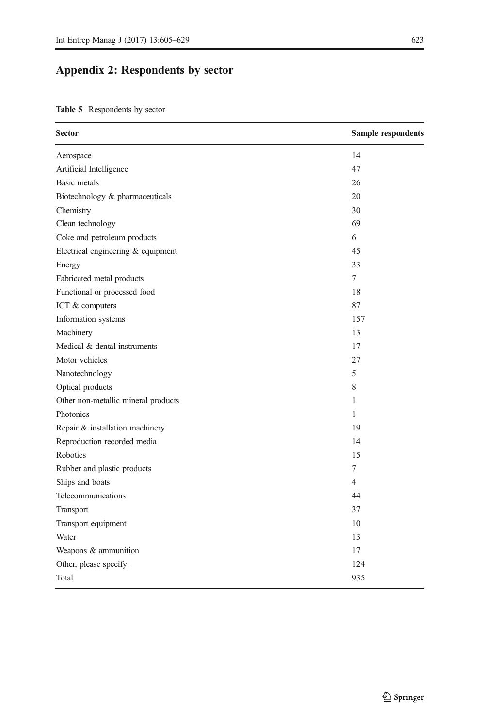## Appendix 2: Respondents by sector

**Table 5** Respondents by sector

| Sector | Sample respondents |
|---|---|
| Aerospace | 14 |
| Artificial Intelligence | 47 |
| Basic metals | 26 |
| Biotechnology & pharmaceuticals | 20 |
| Chemistry | 30 |
| Clean technology | 69 |
| Coke and petroleum products | 6 |
| Electrical engineering & equipment | 45 |
| Energy | 33 |
| Fabricated metal products | 7 |
| Functional or processed food | 18 |
| ICT & computers | 87 |
| Information systems | 157 |
| Machinery | 13 |
| Medical & dental instruments | 17 |
| Motor vehicles | 27 |
| Nanotechnology | 5 |
| Optical products | 8 |
| Other non-metallic mineral products | 1 |
| Photonics | 1 |
| Repair & installation machinery | 19 |
| Reproduction recorded media | 14 |
| Robotics | 15 |
| Rubber and plastic products | 7 |
| Ships and boats | 4 |
| Telecommunications | 44 |
| Transport | 37 |
| Transport equipment | 10 |
| Water | 13 |
| Weapons & ammunition | 17 |
| Other, please specify: | 124 |
| Total | 935 |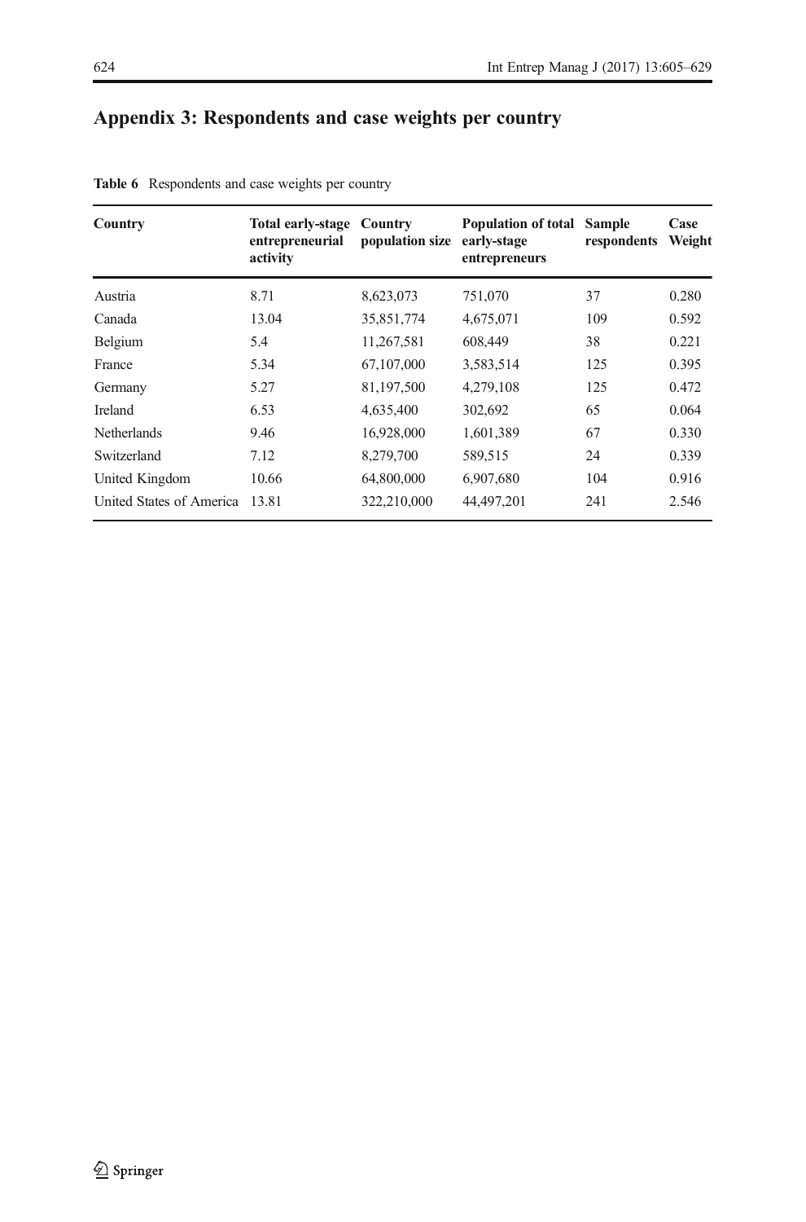## Appendix 3: Respondents and case weights per country

**Table 6** Respondents and case weights per country

| Country | Total early-stage entrepreneurial activity | Country population size | Population of total early-stage entrepreneurs | Sample respondents | Case Weight |
|---|---|---|---|---|---|
| Austria | 8.71 | 8,623,073 | 751,070 | 37 | 0.280 |
| Canada | 13.04 | 35,851,774 | 4,675,071 | 109 | 0.592 |
| Belgium | 5.4 | 11,267,581 | 608,449 | 38 | 0.221 |
| France | 5.34 | 67,107,000 | 3,583,514 | 125 | 0.395 |
| Germany | 5.27 | 81,197,500 | 4,279,108 | 125 | 0.472 |
| Ireland | 6.53 | 4,635,400 | 302,692 | 65 | 0.064 |
| Netherlands | 9.46 | 16,928,000 | 1,601,389 | 67 | 0.330 |
| Switzerland | 7.12 | 8,279,700 | 589,515 | 24 | 0.339 |
| United Kingdom | 10.66 | 64,800,000 | 6,907,680 | 104 | 0.916 |
| United States of America | 13.81 | 322,210,000 | 44,497,201 | 241 | 2.546 |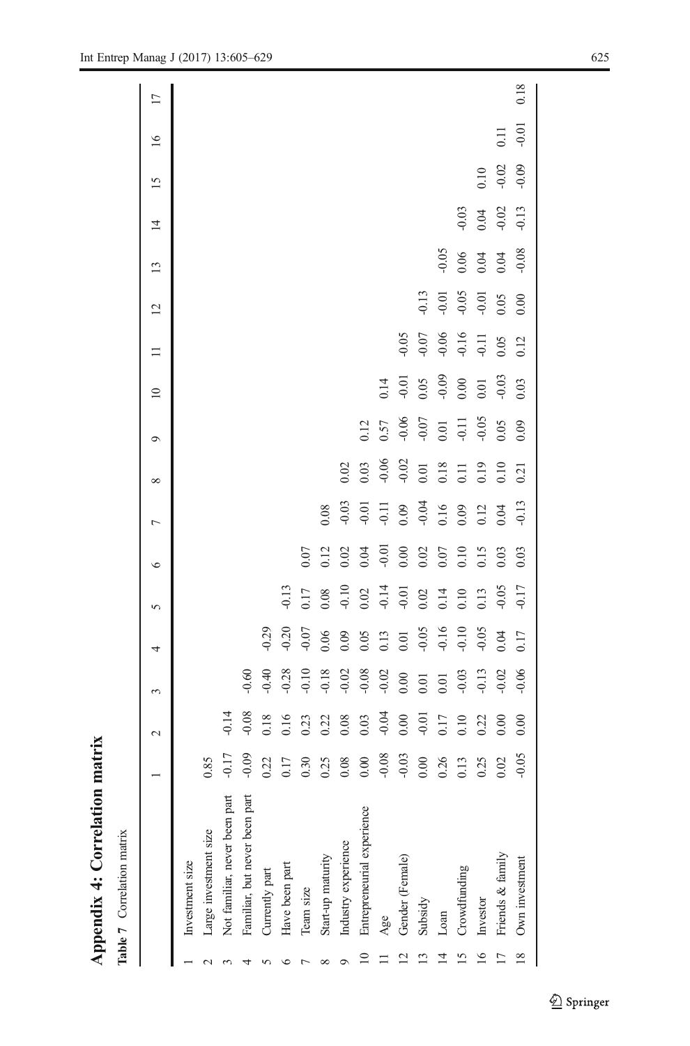# Appendix 4: Correlation matrix

**Table 7** Correlation matrix

| | | 1 | 2 | 3 | 4 | 5 | 6 | 7 | 8 | 9 | 10 | 11 | 12 | 13 | 14 | 15 | 16 | 17 |
|---|---|---|---|---|---|---|---|---|---|---|---|---|---|---|---|---|---|---|
| 1 | Investment size | | | | | | | | | | | | | | | | | |
| 2 | Large investment size | 0.85 | | | | | | | | | | | | | | | | |
| 3 | Not familiar, never been part | -0.17 | -0.14 | | | | | | | | | | | | | | | |
| 4 | Familiar, but never been part | -0.09 | -0.08 | -0.60 | | | | | | | | | | | | | | |
| 5 | Currently part | 0.22 | 0.18 | -0.40 | -0.29 | | | | | | | | | | | | | |
| 6 | Have been part | 0.17 | 0.16 | -0.28 | -0.20 | -0.13 | | | | | | | | | | | | |
| 7 | Team size | 0.30 | 0.23 | -0.10 | -0.07 | 0.17 | 0.07 | | | | | | | | | | | |
| 8 | Start-up maturity | 0.25 | 0.22 | -0.18 | 0.06 | 0.08 | 0.12 | 0.08 | | | | | | | | | | |
| 9 | Industry experience | 0.08 | 0.08 | -0.02 | 0.09 | -0.10 | 0.02 | -0.03 | 0.02 | | | | | | | | | |
| 10 | Entrepreneurial experience | 0.00 | 0.03 | -0.08 | 0.05 | 0.02 | 0.04 | -0.01 | 0.03 | 0.12 | | | | | | | | |
| 11 | Age | -0.08 | -0.04 | -0.02 | 0.13 | -0.14 | -0.01 | -0.11 | -0.06 | 0.57 | 0.14 | | | | | | | |
| 12 | Gender (Female) | -0.03 | 0.00 | 0.00 | 0.01 | -0.01 | 0.00 | 0.09 | -0.02 | -0.06 | -0.01 | -0.05 | | | | | | |
| 13 | Subsidy | 0.00 | -0.01 | 0.01 | -0.05 | 0.02 | 0.02 | -0.04 | 0.01 | -0.07 | 0.05 | -0.07 | -0.13 | | | | | |
| 14 | Loan | 0.26 | 0.17 | 0.01 | -0.16 | 0.14 | 0.07 | 0.16 | 0.18 | 0.01 | -0.09 | -0.06 | -0.01 | -0.05 | | | | |
| 15 | Crowdfunding | 0.13 | 0.10 | -0.03 | -0.10 | 0.10 | 0.10 | 0.09 | 0.11 | -0.11 | 0.00 | -0.16 | -0.05 | 0.06 | -0.03 | | | |
| 16 | Investor | 0.25 | 0.22 | -0.13 | -0.05 | 0.13 | 0.15 | 0.12 | 0.19 | -0.05 | 0.01 | -0.11 | -0.01 | 0.04 | 0.04 | 0.10 | | |
| 17 | Friends & family | 0.02 | 0.00 | -0.02 | 0.04 | -0.05 | 0.03 | 0.04 | 0.10 | 0.05 | -0.03 | 0.05 | 0.05 | 0.04 | -0.02 | -0.02 | 0.11 | |
| 18 | Own investment | -0.05 | 0.00 | -0.06 | 0.17 | -0.17 | 0.03 | -0.13 | 0.21 | 0.09 | 0.03 | 0.12 | 0.00 | -0.08 | -0.13 | -0.09 | -0.01 | 0.18 |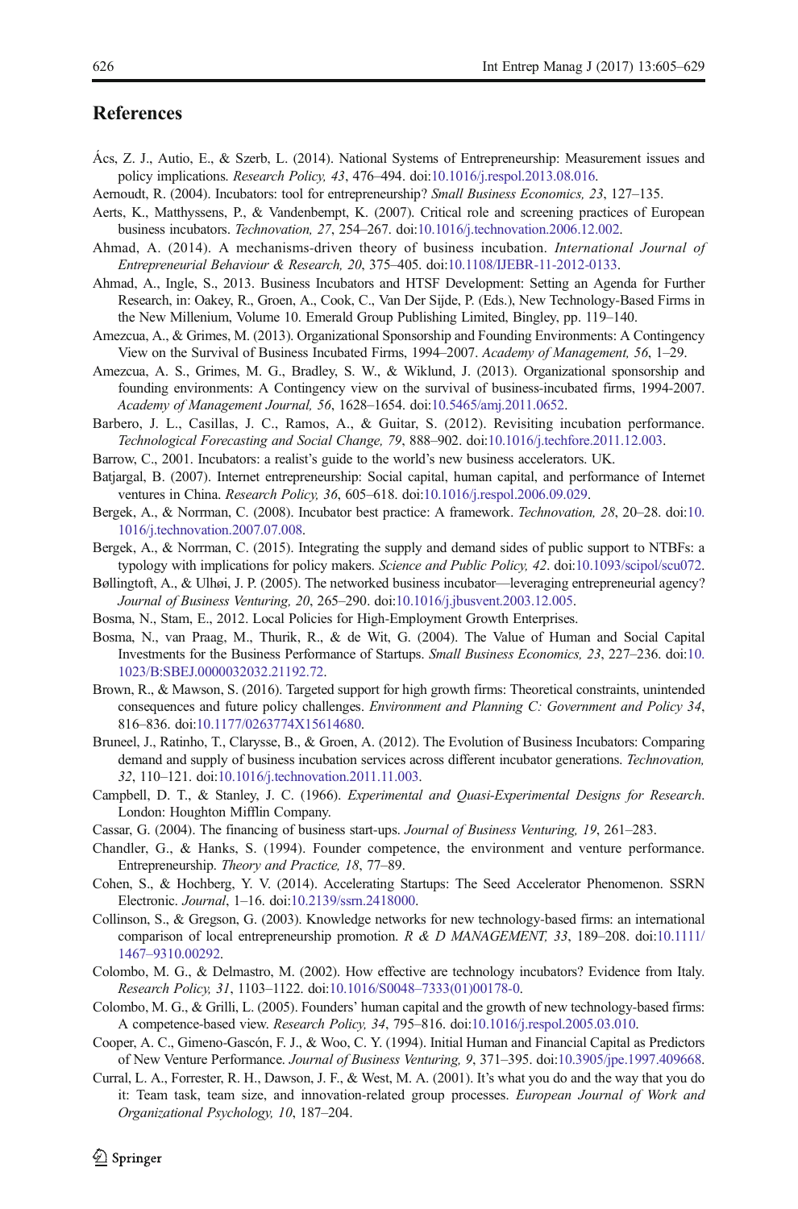## References

Ács, Z. J., Autio, E., & Szerb, L. (2014). National Systems of Entrepreneurship: Measurement issues and policy implications. *Research Policy, 43*, 476–494. doi:10.1016/j.respol.2013.08.016.

Aernoudt, R. (2004). Incubators: tool for entrepreneurship? *Small Business Economics, 23*, 127–135.

Aerts, K., Matthyssens, P., & Vandenbempt, K. (2007). Critical role and screening practices of European business incubators. *Technovation, 27*, 254–267. doi:10.1016/j.technovation.2006.12.002.

Ahmad, A. (2014). A mechanisms-driven theory of business incubation. *International Journal of Entrepreneurial Behaviour & Research, 20*, 375–405. doi:10.1108/IJEBR-11-2012-0133.

Ahmad, A., Ingle, S., 2013. Business Incubators and HTSF Development: Setting an Agenda for Further Research, in: Oakey, R., Groen, A., Cook, C., Van Der Sijde, P. (Eds.), New Technology-Based Firms in the New Millenium, Volume 10. Emerald Group Publishing Limited, Bingley, pp. 119–140.

Amezcua, A., & Grimes, M. (2013). Organizational Sponsorship and Founding Environments: A Contingency View on the Survival of Business Incubated Firms, 1994–2007. *Academy of Management, 56*, 1–29.

Amezcua, A. S., Grimes, M. G., Bradley, S. W., & Wiklund, J. (2013). Organizational sponsorship and founding environments: A Contingency view on the survival of business-incubated firms, 1994-2007. *Academy of Management Journal, 56*, 1628–1654. doi:10.5465/amj.2011.0652.

Barbero, J. L., Casillas, J. C., Ramos, A., & Guitar, S. (2012). Revisiting incubation performance. *Technological Forecasting and Social Change, 79*, 888–902. doi:10.1016/j.techfore.2011.12.003.

Barrow, C., 2001. Incubators: a realist's guide to the world's new business accelerators. UK.

Batjargal, B. (2007). Internet entrepreneurship: Social capital, human capital, and performance of Internet ventures in China. *Research Policy, 36*, 605–618. doi:10.1016/j.respol.2006.09.029.

Bergek, A., & Norrman, C. (2008). Incubator best practice: A framework. *Technovation, 28*, 20–28. doi:10.1016/j.technovation.2007.07.008.

Bergek, A., & Norrman, C. (2015). Integrating the supply and demand sides of public support to NTBFs: a typology with implications for policy makers. *Science and Public Policy, 42*. doi:10.1093/scipol/scu072.

Bøllingtoft, A., & Ulhøi, J. P. (2005). The networked business incubator—leveraging entrepreneurial agency? *Journal of Business Venturing, 20*, 265–290. doi:10.1016/j.jbusvent.2003.12.005.

Bosma, N., Stam, E., 2012. Local Policies for High-Employment Growth Enterprises.

Bosma, N., van Praag, M., Thurik, R., & de Wit, G. (2004). The Value of Human and Social Capital Investments for the Business Performance of Startups. *Small Business Economics, 23*, 227–236. doi:10.1023/B:SBEJ.0000032032.21192.72.

Brown, R., & Mawson, S. (2016). Targeted support for high growth firms: Theoretical constraints, unintended consequences and future policy challenges. *Environment and Planning C: Government and Policy 34*, 816–836. doi:10.1177/0263774X15614680.

Bruneel, J., Ratinho, T., Clarysse, B., & Groen, A. (2012). The Evolution of Business Incubators: Comparing demand and supply of business incubation services across different incubator generations. *Technovation, 32*, 110–121. doi:10.1016/j.technovation.2011.11.003.

Campbell, D. T., & Stanley, J. C. (1966). *Experimental and Quasi-Experimental Designs for Research*. London: Houghton Mifflin Company.

Cassar, G. (2004). The financing of business start-ups. *Journal of Business Venturing, 19*, 261–283.

Chandler, G., & Hanks, S. (1994). Founder competence, the environment and venture performance. Entrepreneurship. *Theory and Practice, 18*, 77–89.

Cohen, S., & Hochberg, Y. V. (2014). Accelerating Startups: The Seed Accelerator Phenomenon. SSRN Electronic. *Journal*, 1–16. doi:10.2139/ssrn.2418000.

Collinson, S., & Gregson, G. (2003). Knowledge networks for new technology-based firms: an international comparison of local entrepreneurship promotion. *R & D MANAGEMENT, 33*, 189–208. doi:10.1111/1467–9310.00292.

Colombo, M. G., & Delmastro, M. (2002). How effective are technology incubators? Evidence from Italy. *Research Policy, 31*, 1103–1122. doi:10.1016/S0048–7333(01)00178-0.

Colombo, M. G., & Grilli, L. (2005). Founders' human capital and the growth of new technology-based firms: A competence-based view. *Research Policy, 34*, 795–816. doi:10.1016/j.respol.2005.03.010.

Cooper, A. C., Gimeno-Gascón, F. J., & Woo, C. Y. (1994). Initial Human and Financial Capital as Predictors of New Venture Performance. *Journal of Business Venturing, 9*, 371–395. doi:10.3905/jpe.1997.409668.

Curral, L. A., Forrester, R. H., Dawson, J. F., & West, M. A. (2001). It's what you do and the way that you do it: Team task, team size, and innovation-related group processes. *European Journal of Work and Organizational Psychology, 10*, 187–204.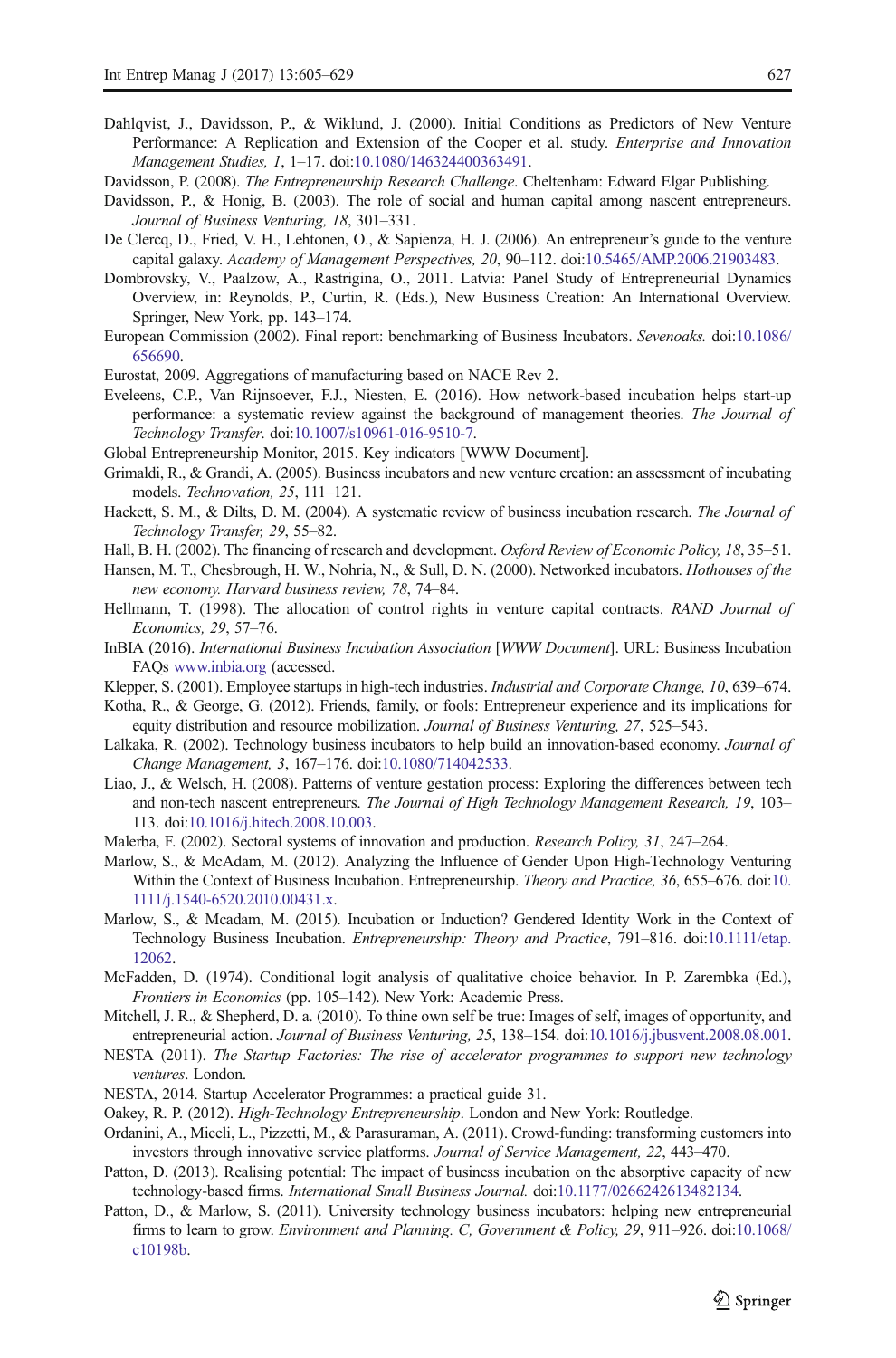Dahlqvist, J., Davidsson, P., & Wiklund, J. (2000). Initial Conditions as Predictors of New Venture Performance: A Replication and Extension of the Cooper et al. study. *Enterprise and Innovation Management Studies, 1*, 1–17. doi:10.1080/146324400363491.

Davidsson, P. (2008). *The Entrepreneurship Research Challenge*. Cheltenham: Edward Elgar Publishing.

Davidsson, P., & Honig, B. (2003). The role of social and human capital among nascent entrepreneurs. *Journal of Business Venturing, 18*, 301–331.

De Clercq, D., Fried, V. H., Lehtonen, O., & Sapienza, H. J. (2006). An entrepreneur's guide to the venture capital galaxy. *Academy of Management Perspectives, 20*, 90–112. doi:10.5465/AMP.2006.21903483.

Dombrovsky, V., Paalzow, A., Rastrigina, O., 2011. Latvia: Panel Study of Entrepreneurial Dynamics Overview, in: Reynolds, P., Curtin, R. (Eds.), New Business Creation: An International Overview. Springer, New York, pp. 143–174.

European Commission (2002). Final report: benchmarking of Business Incubators. *Sevenoaks.* doi:10.1086/656690.

Eurostat, 2009. Aggregations of manufacturing based on NACE Rev 2.

Eveleens, C.P., Van Rijnsoever, F.J., Niesten, E. (2016). How network-based incubation helps start-up performance: a systematic review against the background of management theories. *The Journal of Technology Transfer*. doi:10.1007/s10961-016-9510-7.

Global Entrepreneurship Monitor, 2015. Key indicators [WWW Document].

Grimaldi, R., & Grandi, A. (2005). Business incubators and new venture creation: an assessment of incubating models. *Technovation, 25*, 111–121.

Hackett, S. M., & Dilts, D. M. (2004). A systematic review of business incubation research. *The Journal of Technology Transfer, 29*, 55–82.

Hall, B. H. (2002). The financing of research and development. *Oxford Review of Economic Policy, 18*, 35–51.

Hansen, M. T., Chesbrough, H. W., Nohria, N., & Sull, D. N. (2000). Networked incubators. *Hothouses of the new economy. Harvard business review, 78*, 74–84.

Hellmann, T. (1998). The allocation of control rights in venture capital contracts. *RAND Journal of Economics, 29*, 57–76.

InBIA (2016). *International Business Incubation Association* [*WWW Document*]. URL: Business Incubation FAQs www.inbia.org (accessed.

Klepper, S. (2001). Employee startups in high-tech industries. *Industrial and Corporate Change, 10*, 639–674.

Kotha, R., & George, G. (2012). Friends, family, or fools: Entrepreneur experience and its implications for equity distribution and resource mobilization. *Journal of Business Venturing, 27*, 525–543.

Lalkaka, R. (2002). Technology business incubators to help build an innovation-based economy. *Journal of Change Management, 3*, 167–176. doi:10.1080/714042533.

Liao, J., & Welsch, H. (2008). Patterns of venture gestation process: Exploring the differences between tech and non-tech nascent entrepreneurs. *The Journal of High Technology Management Research, 19*, 103–113. doi:10.1016/j.hitech.2008.10.003.

Malerba, F. (2002). Sectoral systems of innovation and production. *Research Policy, 31*, 247–264.

Marlow, S., & McAdam, M. (2012). Analyzing the Influence of Gender Upon High-Technology Venturing Within the Context of Business Incubation. Entrepreneurship. *Theory and Practice, 36*, 655–676. doi:10.1111/j.1540-6520.2010.00431.x.

Marlow, S., & Mcadam, M. (2015). Incubation or Induction? Gendered Identity Work in the Context of Technology Business Incubation. *Entrepreneurship: Theory and Practice*, 791–816. doi:10.1111/etap.12062.

McFadden, D. (1974). Conditional logit analysis of qualitative choice behavior. In P. Zarembka (Ed.), *Frontiers in Economics* (pp. 105–142). New York: Academic Press.

Mitchell, J. R., & Shepherd, D. a. (2010). To thine own self be true: Images of self, images of opportunity, and entrepreneurial action. *Journal of Business Venturing, 25*, 138–154. doi:10.1016/j.jbusvent.2008.08.001.

NESTA (2011). *The Startup Factories: The rise of accelerator programmes to support new technology ventures*. London.

NESTA, 2014. Startup Accelerator Programmes: a practical guide 31.

Oakey, R. P. (2012). *High-Technology Entrepreneurship*. London and New York: Routledge.

Ordanini, A., Miceli, L., Pizzetti, M., & Parasuraman, A. (2011). Crowd-funding: transforming customers into investors through innovative service platforms. *Journal of Service Management, 22*, 443–470.

Patton, D. (2013). Realising potential: The impact of business incubation on the absorptive capacity of new technology-based firms. *International Small Business Journal.* doi:10.1177/0266242613482134.

Patton, D., & Marlow, S. (2011). University technology business incubators: helping new entrepreneurial firms to learn to grow. *Environment and Planning. C, Government & Policy, 29*, 911–926. doi:10.1068/c10198b.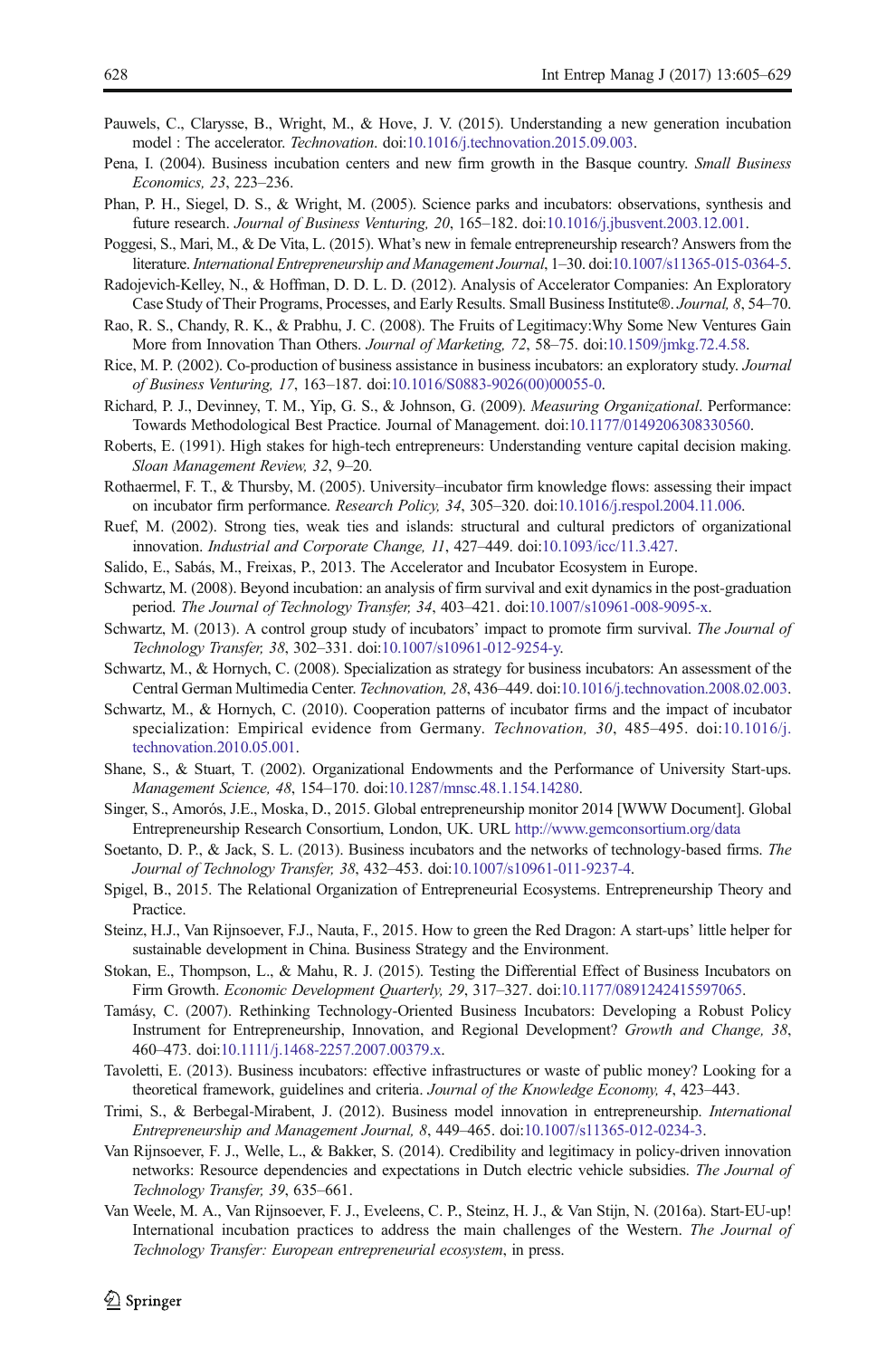Pauwels, C., Clarysse, B., Wright, M., & Hove, J. V. (2015). Understanding a new generation incubation model : The accelerator. *Technovation*. doi:10.1016/j.technovation.2015.09.003.

Pena, I. (2004). Business incubation centers and new firm growth in the Basque country. *Small Business Economics, 23*, 223–236.

Phan, P. H., Siegel, D. S., & Wright, M. (2005). Science parks and incubators: observations, synthesis and future research. *Journal of Business Venturing, 20*, 165–182. doi:10.1016/j.jbusvent.2003.12.001.

Poggesi, S., Mari, M., & De Vita, L. (2015). What's new in female entrepreneurship research? Answers from the literature. *International Entrepreneurship and Management Journal*, 1–30. doi:10.1007/s11365-015-0364-5.

Radojevich-Kelley, N., & Hoffman, D. D. L. D. (2012). Analysis of Accelerator Companies: An Exploratory Case Study of Their Programs, Processes, and Early Results. Small Business Institute®. *Journal, 8*, 54–70.

Rao, R. S., Chandy, R. K., & Prabhu, J. C. (2008). The Fruits of Legitimacy:Why Some New Ventures Gain More from Innovation Than Others. *Journal of Marketing, 72*, 58–75. doi:10.1509/jmkg.72.4.58.

Rice, M. P. (2002). Co-production of business assistance in business incubators: an exploratory study. *Journal of Business Venturing, 17*, 163–187. doi:10.1016/S0883-9026(00)00055-0.

Richard, P. J., Devinney, T. M., Yip, G. S., & Johnson, G. (2009). *Measuring Organizational*. Performance: Towards Methodological Best Practice. Journal of Management. doi:10.1177/0149206308330560.

Roberts, E. (1991). High stakes for high-tech entrepreneurs: Understanding venture capital decision making. *Sloan Management Review, 32*, 9–20.

Rothaermel, F. T., & Thursby, M. (2005). University–incubator firm knowledge flows: assessing their impact on incubator firm performance. *Research Policy, 34*, 305–320. doi:10.1016/j.respol.2004.11.006.

Ruef, M. (2002). Strong ties, weak ties and islands: structural and cultural predictors of organizational innovation. *Industrial and Corporate Change, 11*, 427–449. doi:10.1093/icc/11.3.427.

Salido, E., Sabás, M., Freixas, P., 2013. The Accelerator and Incubator Ecosystem in Europe.

Schwartz, M. (2008). Beyond incubation: an analysis of firm survival and exit dynamics in the post-graduation period. *The Journal of Technology Transfer, 34*, 403–421. doi:10.1007/s10961-008-9095-x.

Schwartz, M. (2013). A control group study of incubators' impact to promote firm survival. *The Journal of Technology Transfer, 38*, 302–331. doi:10.1007/s10961-012-9254-y.

Schwartz, M., & Hornych, C. (2008). Specialization as strategy for business incubators: An assessment of the Central German Multimedia Center. *Technovation, 28*, 436–449. doi:10.1016/j.technovation.2008.02.003.

Schwartz, M., & Hornych, C. (2010). Cooperation patterns of incubator firms and the impact of incubator specialization: Empirical evidence from Germany. *Technovation, 30*, 485–495. doi:10.1016/j.technovation.2010.05.001.

Shane, S., & Stuart, T. (2002). Organizational Endowments and the Performance of University Start-ups. *Management Science, 48*, 154–170. doi:10.1287/mnsc.48.1.154.14280.

Singer, S., Amorós, J.E., Moska, D., 2015. Global entrepreneurship monitor 2014 [WWW Document]. Global Entrepreneurship Research Consortium, London, UK. URL http://www.gemconsortium.org/data

Soetanto, D. P., & Jack, S. L. (2013). Business incubators and the networks of technology-based firms. *The Journal of Technology Transfer, 38*, 432–453. doi:10.1007/s10961-011-9237-4.

Spigel, B., 2015. The Relational Organization of Entrepreneurial Ecosystems. Entrepreneurship Theory and Practice.

Steinz, H.J., Van Rijnsoever, F.J., Nauta, F., 2015. How to green the Red Dragon: A start-ups' little helper for sustainable development in China. Business Strategy and the Environment.

Stokan, E., Thompson, L., & Mahu, R. J. (2015). Testing the Differential Effect of Business Incubators on Firm Growth. *Economic Development Quarterly, 29*, 317–327. doi:10.1177/0891242415597065.

Tamásy, C. (2007). Rethinking Technology-Oriented Business Incubators: Developing a Robust Policy Instrument for Entrepreneurship, Innovation, and Regional Development? *Growth and Change, 38*, 460–473. doi:10.1111/j.1468-2257.2007.00379.x.

Tavoletti, E. (2013). Business incubators: effective infrastructures or waste of public money? Looking for a theoretical framework, guidelines and criteria. *Journal of the Knowledge Economy, 4*, 423–443.

Trimi, S., & Berbegal-Mirabent, J. (2012). Business model innovation in entrepreneurship. *International Entrepreneurship and Management Journal, 8*, 449–465. doi:10.1007/s11365-012-0234-3.

Van Rijnsoever, F. J., Welle, L., & Bakker, S. (2014). Credibility and legitimacy in policy-driven innovation networks: Resource dependencies and expectations in Dutch electric vehicle subsidies. *The Journal of Technology Transfer, 39*, 635–661.

Van Weele, M. A., Van Rijnsoever, F. J., Eveleens, C. P., Steinz, H. J., & Van Stijn, N. (2016a). Start-EU-up! International incubation practices to address the main challenges of the Western. *The Journal of Technology Transfer: European entrepreneurial ecosystem*, in press.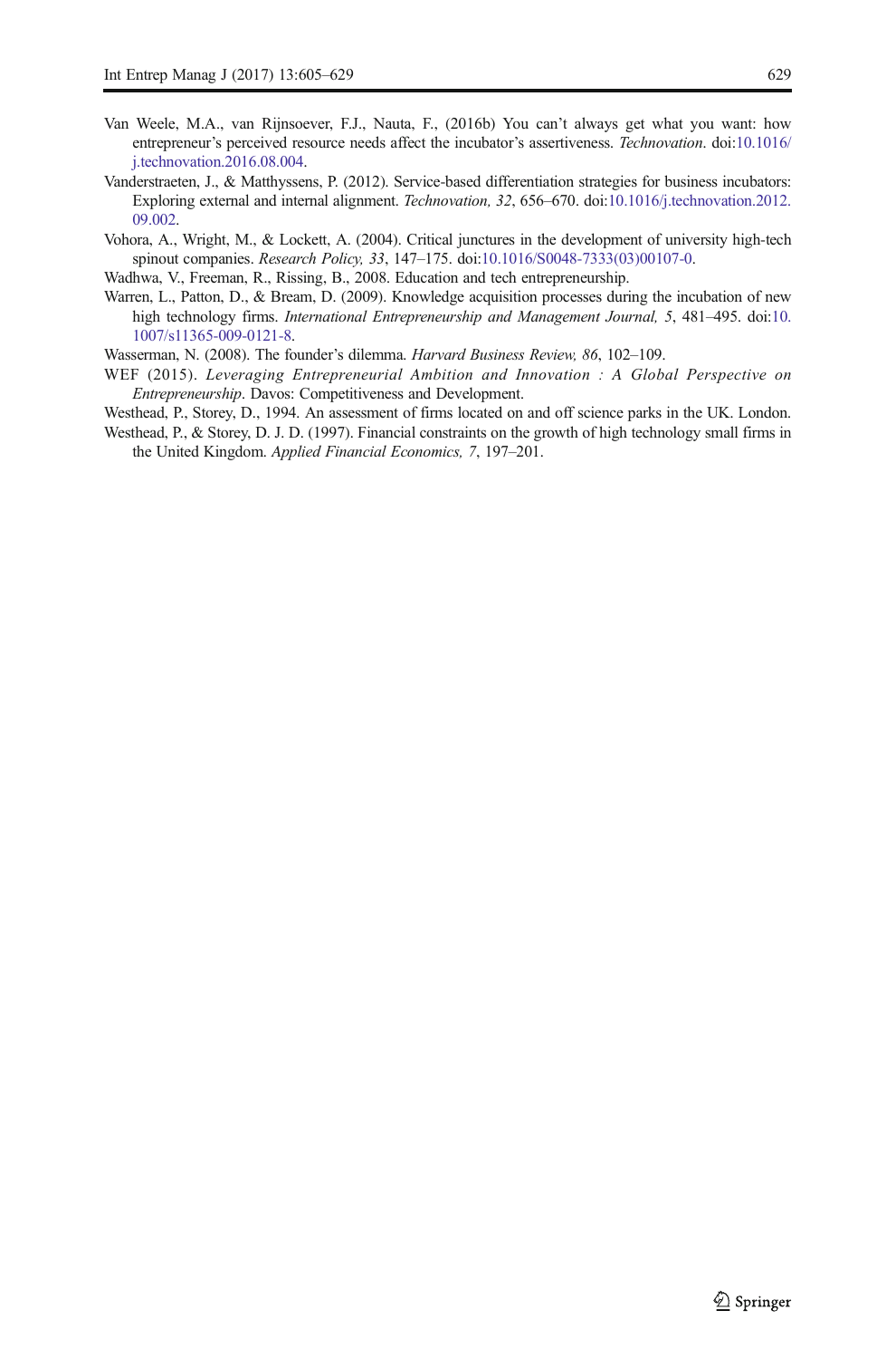Van Weele, M.A., van Rijnsoever, F.J., Nauta, F., (2016b) You can't always get what you want: how entrepreneur's perceived resource needs affect the incubator's assertiveness. *Technovation*. doi:10.1016/j.technovation.2016.08.004.

Vanderstraeten, J., & Matthyssens, P. (2012). Service-based differentiation strategies for business incubators: Exploring external and internal alignment. *Technovation, 32*, 656–670. doi:10.1016/j.technovation.2012.09.002.

Vohora, A., Wright, M., & Lockett, A. (2004). Critical junctures in the development of university high-tech spinout companies. *Research Policy, 33*, 147–175. doi:10.1016/S0048-7333(03)00107-0.

Wadhwa, V., Freeman, R., Rissing, B., 2008. Education and tech entrepreneurship.

Warren, L., Patton, D., & Bream, D. (2009). Knowledge acquisition processes during the incubation of new high technology firms. *International Entrepreneurship and Management Journal, 5*, 481–495. doi:10.1007/s11365-009-0121-8.

Wasserman, N. (2008). The founder's dilemma. *Harvard Business Review, 86*, 102–109.

WEF (2015). *Leveraging Entrepreneurial Ambition and Innovation : A Global Perspective on Entrepreneurship*. Davos: Competitiveness and Development.

Westhead, P., Storey, D., 1994. An assessment of firms located on and off science parks in the UK. London.

Westhead, P., & Storey, D. J. D. (1997). Financial constraints on the growth of high technology small firms in the United Kingdom. *Applied Financial Economics, 7*, 197–201.